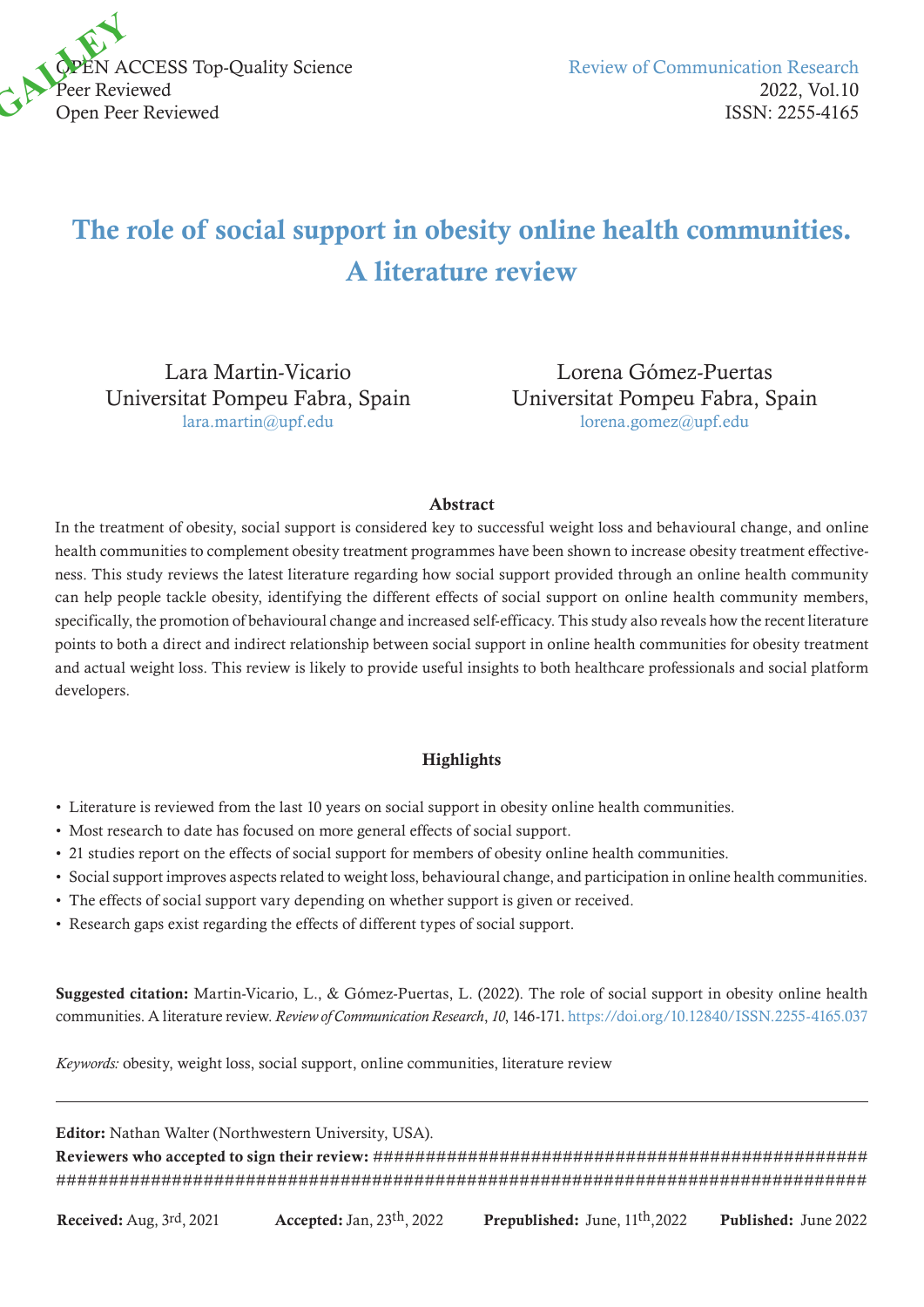OPEN ACCESS Top-Quality Science
Peer Reviewed
Open Peer Reviewed

Review of Communication Research
2022, Vol.10
ISSN: 2255-4165

# The role of social support in obesity online health communities. A literature review

Lara Martin-Vicario
Universitat Pompeu Fabra, Spain
lara.martin@upf.edu

Lorena Gómez-Puertas
Universitat Pompeu Fabra, Spain
lorena.gomez@upf.edu

### Abstract

In the treatment of obesity, social support is considered key to successful weight loss and behavioural change, and online health communities to complement obesity treatment programmes have been shown to increase obesity treatment effectiveness. This study reviews the latest literature regarding how social support provided through an online health community can help people tackle obesity, identifying the different effects of social support on online health community members, specifically, the promotion of behavioural change and increased self-efficacy. This study also reveals how the recent literature points to both a direct and indirect relationship between social support in online health communities for obesity treatment and actual weight loss. This review is likely to provide useful insights to both healthcare professionals and social platform developers.

### Highlights

- Literature is reviewed from the last 10 years on social support in obesity online health communities.
- Most research to date has focused on more general effects of social support.
- 21 studies report on the effects of social support for members of obesity online health communities.
- Social support improves aspects related to weight loss, behavioural change, and participation in online health communities.
- The effects of social support vary depending on whether support is given or received.
- Research gaps exist regarding the effects of different types of social support.

**Suggested citation:** Martin-Vicario, L., & Gómez-Puertas, L. (2022). The role of social support in obesity online health communities. A literature review. *Review of Communication Research*, *10*, 146-171. https://doi.org/10.12840/ISSN.2255-4165.037

*Keywords:* obesity, weight loss, social support, online communities, literature review

---

**Editor:** Nathan Walter (Northwestern University, USA).
**Reviewers who accepted to sign their review:** ################################################ ################################################################################

**Received:** Aug, 3rd, 2021 **Accepted:** Jan, 23th, 2022 **Prepublished:** June, 11th, 2022 **Published:** June 2022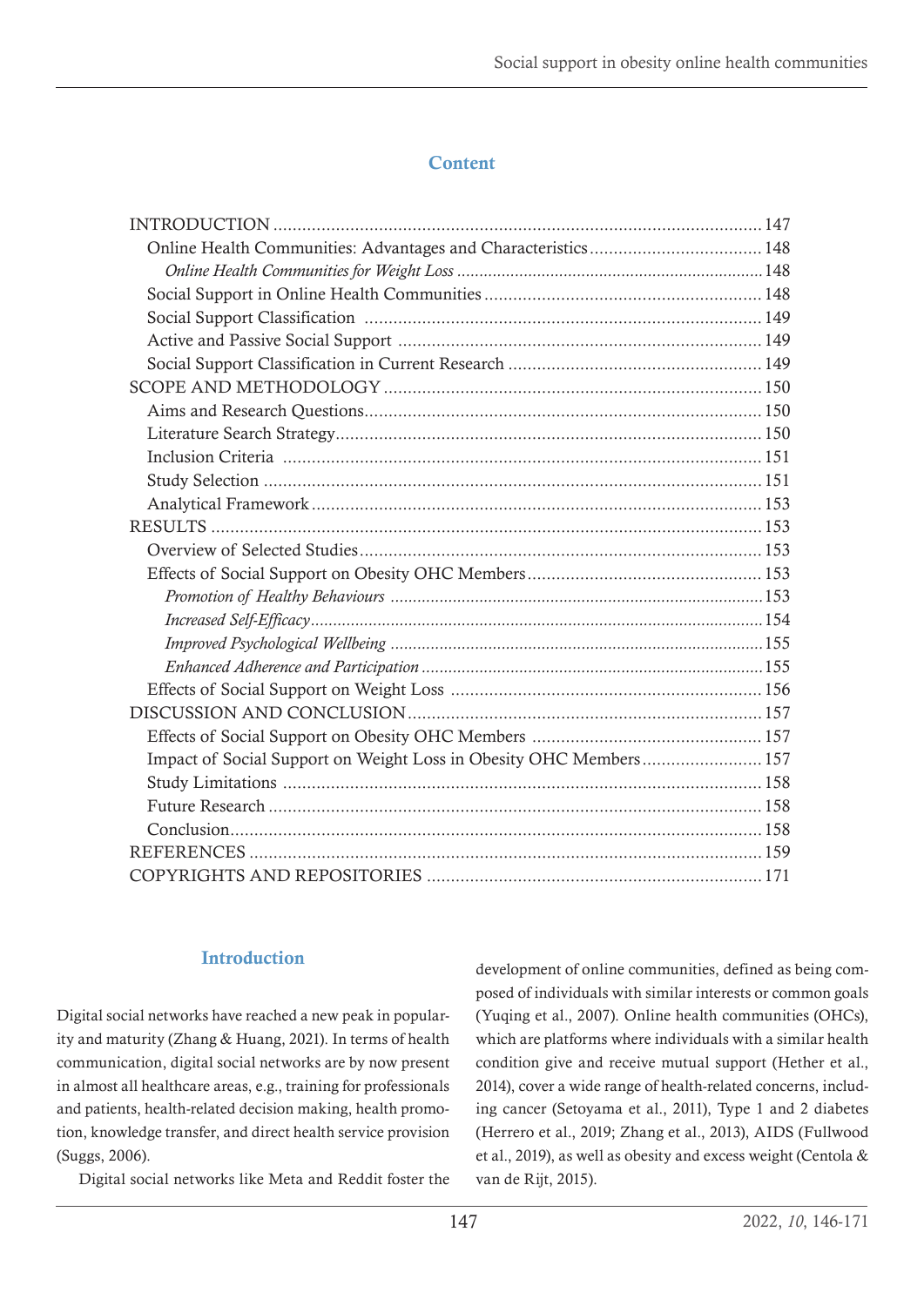## Content

| | |
|---|---|
| INTRODUCTION | 147 |
| Online Health Communities: Advantages and Characteristics | 148 |
| *Online Health Communities for Weight Loss* | 148 |
| Social Support in Online Health Communities | 148 |
| Social Support Classification | 149 |
| Active and Passive Social Support | 149 |
| Social Support Classification in Current Research | 149 |
| SCOPE AND METHODOLOGY | 150 |
| Aims and Research Questions | 150 |
| Literature Search Strategy | 150 |
| Inclusion Criteria | 151 |
| Study Selection | 151 |
| Analytical Framework | 153 |
| RESULTS | 153 |
| Overview of Selected Studies | 153 |
| Effects of Social Support on Obesity OHC Members | 153 |
| *Promotion of Healthy Behaviours* | 153 |
| *Increased Self-Efficacy* | 154 |
| *Improved Psychological Wellbeing* | 155 |
| *Enhanced Adherence and Participation* | 155 |
| Effects of Social Support on Weight Loss | 156 |
| DISCUSSION AND CONCLUSION | 157 |
| Effects of Social Support on Obesity OHC Members | 157 |
| Impact of Social Support on Weight Loss in Obesity OHC Members | 157 |
| Study Limitations | 158 |
| Future Research | 158 |
| Conclusion | 158 |
| REFERENCES | 159 |
| COPYRIGHTS AND REPOSITORIES | 171 |

## Introduction

Digital social networks have reached a new peak in popularity and maturity (Zhang & Huang, 2021). In terms of health communication, digital social networks are by now present in almost all healthcare areas, e.g., training for professionals and patients, health-related decision making, health promotion, knowledge transfer, and direct health service provision (Suggs, 2006).

Digital social networks like Meta and Reddit foster the development of online communities, defined as being composed of individuals with similar interests or common goals (Yuqing et al., 2007). Online health communities (OHCs), which are platforms where individuals with a similar health condition give and receive mutual support (Hether et al., 2014), cover a wide range of health-related concerns, including cancer (Setoyama et al., 2011), Type 1 and 2 diabetes (Herrero et al., 2019; Zhang et al., 2013), AIDS (Fullwood et al., 2019), as well as obesity and excess weight (Centola & van de Rijt, 2015).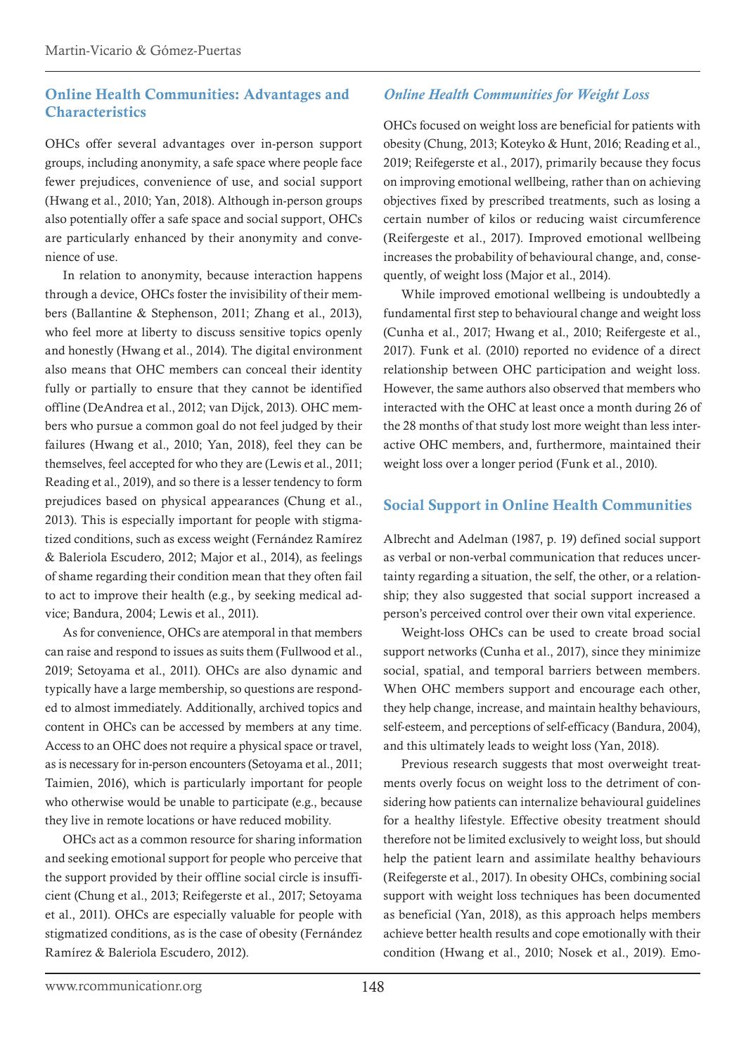## Online Health Communities: Advantages and Characteristics

OHCs offer several advantages over in-person support groups, including anonymity, a safe space where people face fewer prejudices, convenience of use, and social support (Hwang et al., 2010; Yan, 2018). Although in-person groups also potentially offer a safe space and social support, OHCs are particularly enhanced by their anonymity and convenience of use.

In relation to anonymity, because interaction happens through a device, OHCs foster the invisibility of their members (Ballantine & Stephenson, 2011; Zhang et al., 2013), who feel more at liberty to discuss sensitive topics openly and honestly (Hwang et al., 2014). The digital environment also means that OHC members can conceal their identity fully or partially to ensure that they cannot be identified offline (DeAndrea et al., 2012; van Dijck, 2013). OHC members who pursue a common goal do not feel judged by their failures (Hwang et al., 2010; Yan, 2018), feel they can be themselves, feel accepted for who they are (Lewis et al., 2011; Reading et al., 2019), and so there is a lesser tendency to form prejudices based on physical appearances (Chung et al., 2013). This is especially important for people with stigmatized conditions, such as excess weight (Fernández Ramírez & Baleriola Escudero, 2012; Major et al., 2014), as feelings of shame regarding their condition mean that they often fail to act to improve their health (e.g., by seeking medical advice; Bandura, 2004; Lewis et al., 2011).

As for convenience, OHCs are atemporal in that members can raise and respond to issues as suits them (Fullwood et al., 2019; Setoyama et al., 2011). OHCs are also dynamic and typically have a large membership, so questions are responded to almost immediately. Additionally, archived topics and content in OHCs can be accessed by members at any time. Access to an OHC does not require a physical space or travel, as is necessary for in-person encounters (Setoyama et al., 2011; Taimien, 2016), which is particularly important for people who otherwise would be unable to participate (e.g., because they live in remote locations or have reduced mobility.

OHCs act as a common resource for sharing information and seeking emotional support for people who perceive that the support provided by their offline social circle is insufficient (Chung et al., 2013; Reifegerste et al., 2017; Setoyama et al., 2011). OHCs are especially valuable for people with stigmatized conditions, as is the case of obesity (Fernández Ramírez & Baleriola Escudero, 2012).

### *Online Health Communities for Weight Loss*

OHCs focused on weight loss are beneficial for patients with obesity (Chung, 2013; Koteyko & Hunt, 2016; Reading et al., 2019; Reifegerste et al., 2017), primarily because they focus on improving emotional wellbeing, rather than on achieving objectives fixed by prescribed treatments, such as losing a certain number of kilos or reducing waist circumference (Reifergeste et al., 2017). Improved emotional wellbeing increases the probability of behavioural change, and, consequently, of weight loss (Major et al., 2014).

While improved emotional wellbeing is undoubtedly a fundamental first step to behavioural change and weight loss (Cunha et al., 2017; Hwang et al., 2010; Reifergeste et al., 2017). Funk et al. (2010) reported no evidence of a direct relationship between OHC participation and weight loss. However, the same authors also observed that members who interacted with the OHC at least once a month during 26 of the 28 months of that study lost more weight than less interactive OHC members, and, furthermore, maintained their weight loss over a longer period (Funk et al., 2010).

## Social Support in Online Health Communities

Albrecht and Adelman (1987, p. 19) defined social support as verbal or non-verbal communication that reduces uncertainty regarding a situation, the self, the other, or a relationship; they also suggested that social support increased a person's perceived control over their own vital experience.

Weight-loss OHCs can be used to create broad social support networks (Cunha et al., 2017), since they minimize social, spatial, and temporal barriers between members. When OHC members support and encourage each other, they help change, increase, and maintain healthy behaviours, self-esteem, and perceptions of self-efficacy (Bandura, 2004), and this ultimately leads to weight loss (Yan, 2018).

Previous research suggests that most overweight treatments overly focus on weight loss to the detriment of considering how patients can internalize behavioural guidelines for a healthy lifestyle. Effective obesity treatment should therefore not be limited exclusively to weight loss, but should help the patient learn and assimilate healthy behaviours (Reifegerste et al., 2017). In obesity OHCs, combining social support with weight loss techniques has been documented as beneficial (Yan, 2018), as this approach helps members achieve better health results and cope emotionally with their condition (Hwang et al., 2010; Nosek et al., 2019). Emo-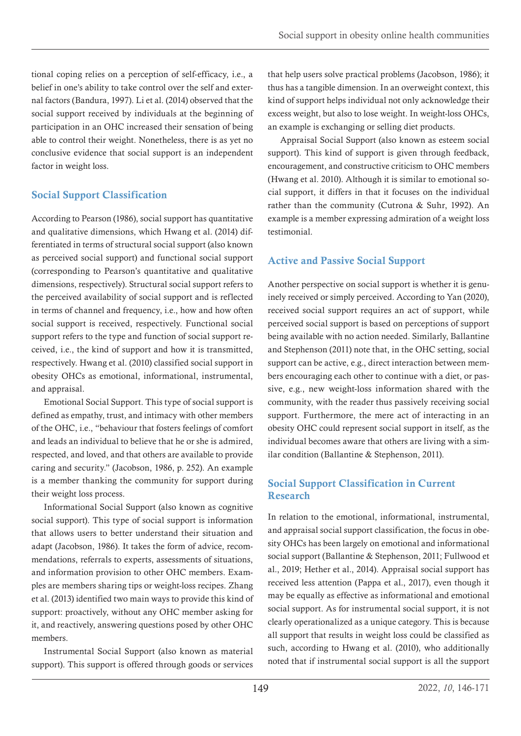tional coping relies on a perception of self-efficacy, i.e., a belief in one's ability to take control over the self and external factors (Bandura, 1997). Li et al. (2014) observed that the social support received by individuals at the beginning of participation in an OHC increased their sensation of being able to control their weight. Nonetheless, there is as yet no conclusive evidence that social support is an independent factor in weight loss.

## Social Support Classification

According to Pearson (1986), social support has quantitative and qualitative dimensions, which Hwang et al. (2014) differentiated in terms of structural social support (also known as perceived social support) and functional social support (corresponding to Pearson's quantitative and qualitative dimensions, respectively). Structural social support refers to the perceived availability of social support and is reflected in terms of channel and frequency, i.e., how and how often social support is received, respectively. Functional social support refers to the type and function of social support received, i.e., the kind of support and how it is transmitted, respectively. Hwang et al. (2010) classified social support in obesity OHCs as emotional, informational, instrumental, and appraisal.

Emotional Social Support. This type of social support is defined as empathy, trust, and intimacy with other members of the OHC, i.e., "behaviour that fosters feelings of comfort and leads an individual to believe that he or she is admired, respected, and loved, and that others are available to provide caring and security." (Jacobson, 1986, p. 252). An example is a member thanking the community for support during their weight loss process.

Informational Social Support (also known as cognitive social support). This type of social support is information that allows users to better understand their situation and adapt (Jacobson, 1986). It takes the form of advice, recommendations, referrals to experts, assessments of situations, and information provision to other OHC members. Examples are members sharing tips or weight-loss recipes. Zhang et al. (2013) identified two main ways to provide this kind of support: proactively, without any OHC member asking for it, and reactively, answering questions posed by other OHC members.

Instrumental Social Support (also known as material support). This support is offered through goods or services that help users solve practical problems (Jacobson, 1986); it thus has a tangible dimension. In an overweight context, this kind of support helps individual not only acknowledge their excess weight, but also to lose weight. In weight-loss OHCs, an example is exchanging or selling diet products.

Appraisal Social Support (also known as esteem social support). This kind of support is given through feedback, encouragement, and constructive criticism to OHC members (Hwang et al. 2010). Although it is similar to emotional social support, it differs in that it focuses on the individual rather than the community (Cutrona & Suhr, 1992). An example is a member expressing admiration of a weight loss testimonial.

## Active and Passive Social Support

Another perspective on social support is whether it is genuinely received or simply perceived. According to Yan (2020), received social support requires an act of support, while perceived social support is based on perceptions of support being available with no action needed. Similarly, Ballantine and Stephenson (2011) note that, in the OHC setting, social support can be active, e.g., direct interaction between members encouraging each other to continue with a diet, or passive, e.g., new weight-loss information shared with the community, with the reader thus passively receiving social support. Furthermore, the mere act of interacting in an obesity OHC could represent social support in itself, as the individual becomes aware that others are living with a similar condition (Ballantine & Stephenson, 2011).

## Social Support Classification in Current Research

In relation to the emotional, informational, instrumental, and appraisal social support classification, the focus in obesity OHCs has been largely on emotional and informational social support (Ballantine & Stephenson, 2011; Fullwood et al., 2019; Hether et al., 2014). Appraisal social support has received less attention (Pappa et al., 2017), even though it may be equally as effective as informational and emotional social support. As for instrumental social support, it is not clearly operationalized as a unique category. This is because all support that results in weight loss could be classified as such, according to Hwang et al. (2010), who additionally noted that if instrumental social support is all the support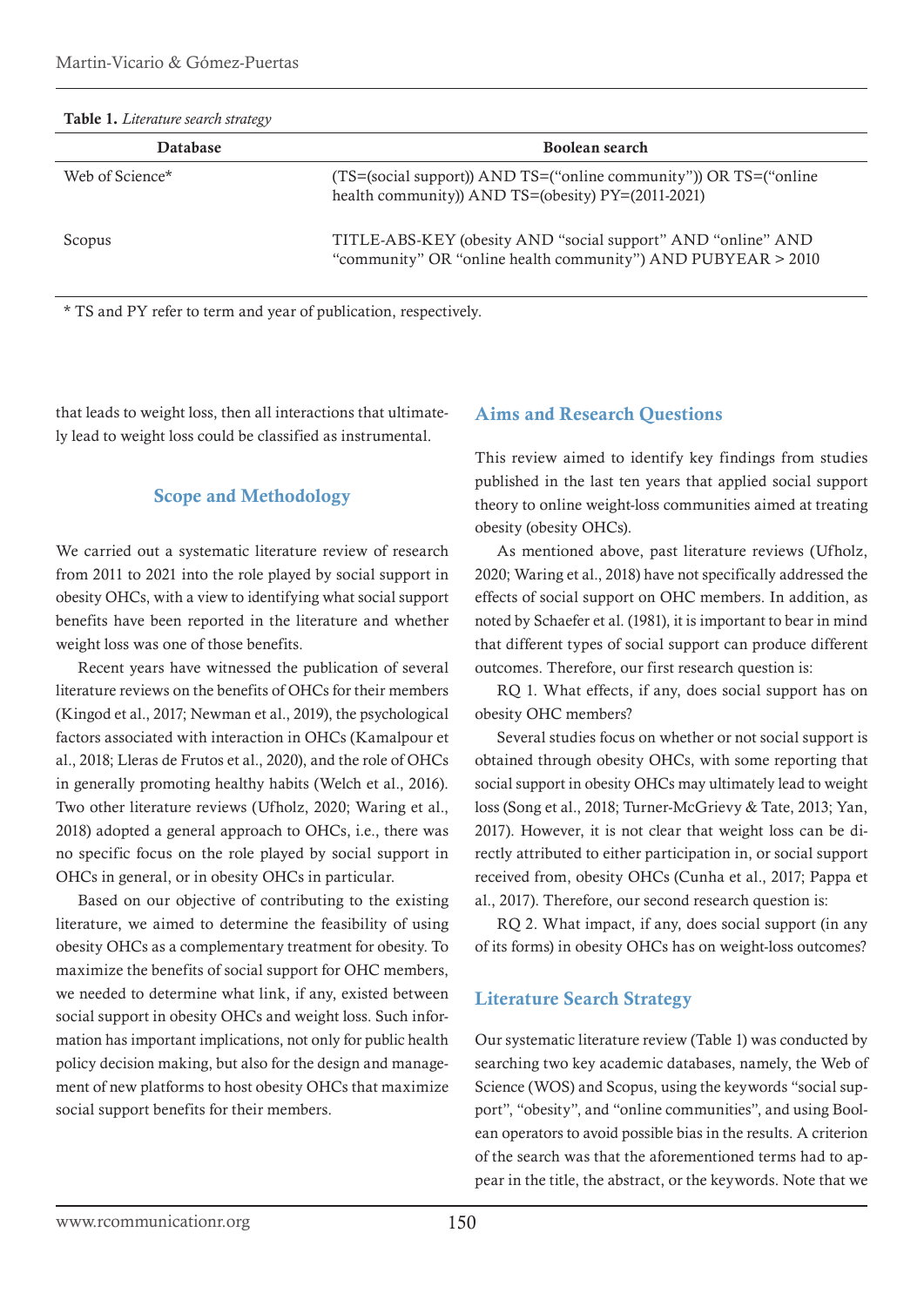**Table 1.** *Literature search strategy*

| Database | Boolean search |
|---|---|
| Web of Science* | (TS=(social support)) AND TS=("online community")) OR TS=("online health community)) AND TS=(obesity) PY=(2011-2021) |
| Scopus | TITLE-ABS-KEY (obesity AND "social support" AND "online" AND "community" OR "online health community") AND PUBYEAR > 2010 |

* TS and PY refer to term and year of publication, respectively.

that leads to weight loss, then all interactions that ultimately lead to weight loss could be classified as instrumental.

## Scope and Methodology

We carried out a systematic literature review of research from 2011 to 2021 into the role played by social support in obesity OHCs, with a view to identifying what social support benefits have been reported in the literature and whether weight loss was one of those benefits.

Recent years have witnessed the publication of several literature reviews on the benefits of OHCs for their members (Kingod et al., 2017; Newman et al., 2019), the psychological factors associated with interaction in OHCs (Kamalpour et al., 2018; Lleras de Frutos et al., 2020), and the role of OHCs in generally promoting healthy habits (Welch et al., 2016). Two other literature reviews (Ufholz, 2020; Waring et al., 2018) adopted a general approach to OHCs, i.e., there was no specific focus on the role played by social support in OHCs in general, or in obesity OHCs in particular.

Based on our objective of contributing to the existing literature, we aimed to determine the feasibility of using obesity OHCs as a complementary treatment for obesity. To maximize the benefits of social support for OHC members, we needed to determine what link, if any, existed between social support in obesity OHCs and weight loss. Such information has important implications, not only for public health policy decision making, but also for the design and management of new platforms to host obesity OHCs that maximize social support benefits for their members.

## Aims and Research Questions

This review aimed to identify key findings from studies published in the last ten years that applied social support theory to online weight-loss communities aimed at treating obesity (obesity OHCs).

As mentioned above, past literature reviews (Ufholz, 2020; Waring et al., 2018) have not specifically addressed the effects of social support on OHC members. In addition, as noted by Schaefer et al. (1981), it is important to bear in mind that different types of social support can produce different outcomes. Therefore, our first research question is:

RQ 1. What effects, if any, does social support has on obesity OHC members?

Several studies focus on whether or not social support is obtained through obesity OHCs, with some reporting that social support in obesity OHCs may ultimately lead to weight loss (Song et al., 2018; Turner-McGrievy & Tate, 2013; Yan, 2017). However, it is not clear that weight loss can be directly attributed to either participation in, or social support received from, obesity OHCs (Cunha et al., 2017; Pappa et al., 2017). Therefore, our second research question is:

RQ 2. What impact, if any, does social support (in any of its forms) in obesity OHCs has on weight-loss outcomes?

## Literature Search Strategy

Our systematic literature review (Table 1) was conducted by searching two key academic databases, namely, the Web of Science (WOS) and Scopus, using the keywords "social support", "obesity", and "online communities", and using Boolean operators to avoid possible bias in the results. A criterion of the search was that the aforementioned terms had to appear in the title, the abstract, or the keywords. Note that we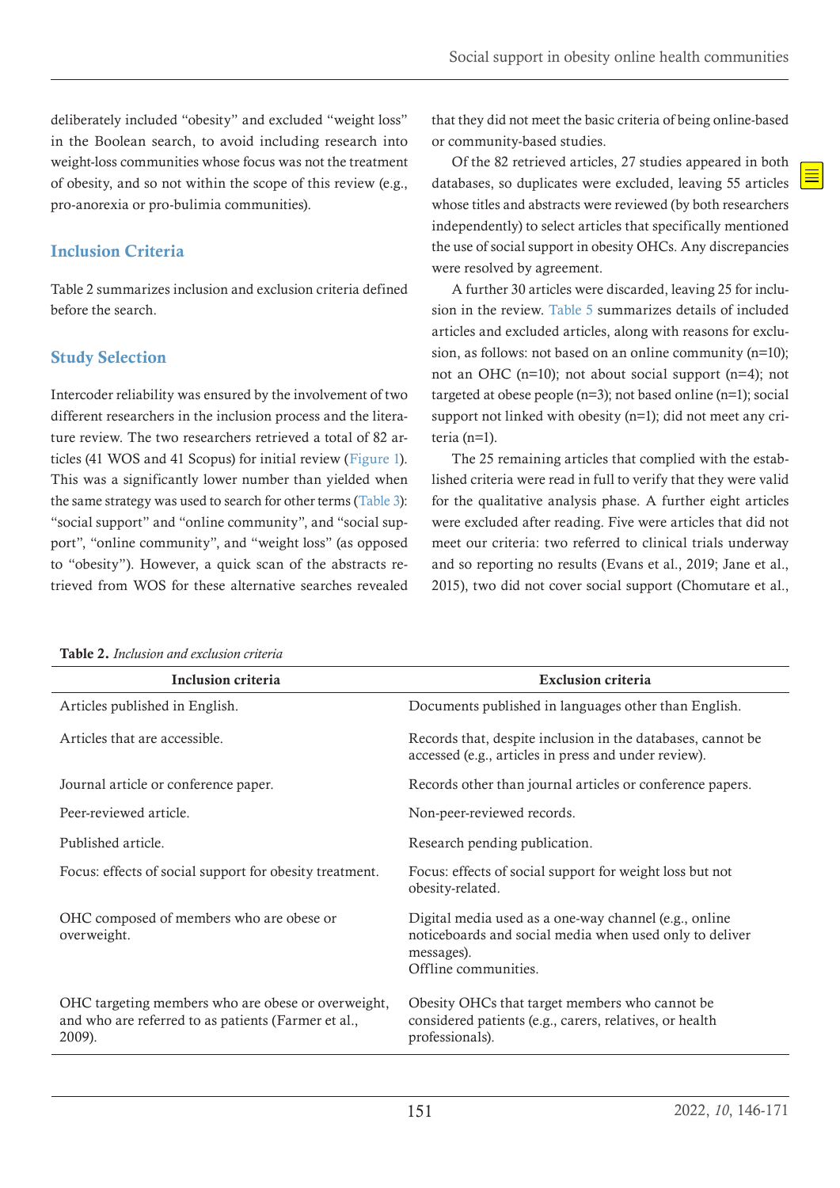deliberately included "obesity" and excluded "weight loss" in the Boolean search, to avoid including research into weight-loss communities whose focus was not the treatment of obesity, and so not within the scope of this review (e.g., pro-anorexia or pro-bulimia communities).

## Inclusion Criteria

Table 2 summarizes inclusion and exclusion criteria defined before the search.

## Study Selection

Intercoder reliability was ensured by the involvement of two different researchers in the inclusion process and the literature review. The two researchers retrieved a total of 82 articles (41 WOS and 41 Scopus) for initial review (Figure 1). This was a significantly lower number than yielded when the same strategy was used to search for other terms (Table 3): "social support" and "online community", and "social support", "online community", and "weight loss" (as opposed to "obesity"). However, a quick scan of the abstracts retrieved from WOS for these alternative searches revealed that they did not meet the basic criteria of being online-based or community-based studies.

Of the 82 retrieved articles, 27 studies appeared in both databases, so duplicates were excluded, leaving 55 articles whose titles and abstracts were reviewed (by both researchers independently) to select articles that specifically mentioned the use of social support in obesity OHCs. Any discrepancies were resolved by agreement.

A further 30 articles were discarded, leaving 25 for inclusion in the review. Table 5 summarizes details of included articles and excluded articles, along with reasons for exclusion, as follows: not based on an online community (n=10); not an OHC (n=10); not about social support (n=4); not targeted at obese people (n=3); not based online (n=1); social support not linked with obesity (n=1); did not meet any criteria (n=1).

The 25 remaining articles that complied with the established criteria were read in full to verify that they were valid for the qualitative analysis phase. A further eight articles were excluded after reading. Five were articles that did not meet our criteria: two referred to clinical trials underway and so reporting no results (Evans et al., 2019; Jane et al., 2015), two did not cover social support (Chomutare et al.,

**Table 2.** *Inclusion and exclusion criteria*

| Inclusion criteria | Exclusion criteria |
|---|---|
| Articles published in English. | Documents published in languages other than English. |
| Articles that are accessible. | Records that, despite inclusion in the databases, cannot be accessed (e.g., articles in press and under review). |
| Journal article or conference paper. | Records other than journal articles or conference papers. |
| Peer-reviewed article. | Non-peer-reviewed records. |
| Published article. | Research pending publication. |
| Focus: effects of social support for obesity treatment. | Focus: effects of social support for weight loss but not obesity-related. |
| OHC composed of members who are obese or overweight. | Digital media used as a one-way channel (e.g., online noticeboards and social media when used only to deliver messages).<br>Offline communities. |
| OHC targeting members who are obese or overweight, and who are referred to as patients (Farmer et al., 2009). | Obesity OHCs that target members who cannot be considered patients (e.g., carers, relatives, or health professionals). |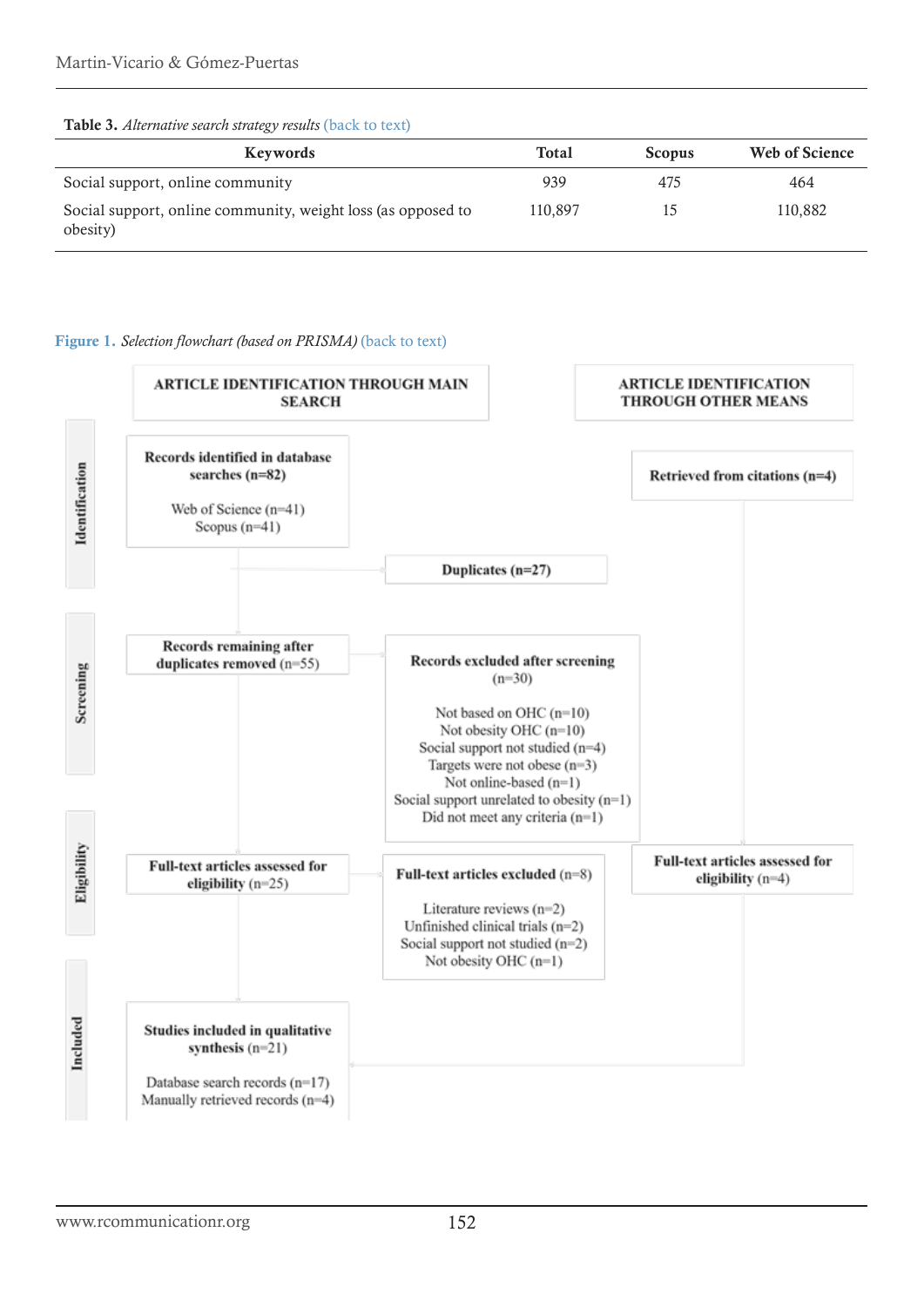**Table 3.** *Alternative search strategy results* (back to text)

| Keywords | Total | Scopus | Web of Science |
|---|---|---|---|
| Social support, online community | 939 | 475 | 464 |
| Social support, online community, weight loss (as opposed to obesity) | 110,897 | 15 | 110,882 |

**Figure 1.** *Selection flowchart (based on PRISMA)* (back to text)

**ARTICLE IDENTIFICATION THROUGH MAIN SEARCH**

**ARTICLE IDENTIFICATION THROUGH OTHER MEANS**

**Identification**

**Records identified in database searches (n=82)**

Web of Science (n=41)
Scopus (n=41)

**Retrieved from citations (n=4)**

**Duplicates (n=27)**

**Screening**

**Records remaining after duplicates removed** (n=55)

**Records excluded after screening** (n=30)

Not based on OHC (n=10)
Not obesity OHC (n=10)
Social support not studied (n=4)
Targets were not obese (n=3)
Not online-based (n=1)
Social support unrelated to obesity (n=1)
Did not meet any criteria (n=1)

**Eligibility**

**Full-text articles assessed for eligibility** (n=25)

**Full-text articles excluded** (n=8)

Literature reviews (n=2)
Unfinished clinical trials (n=2)
Social support not studied (n=2)
Not obesity OHC (n=1)

**Full-text articles assessed for eligibility** (n=4)

**Included**

**Studies included in qualitative synthesis** (n=21)

Database search records (n=17)
Manually retrieved records (n=4)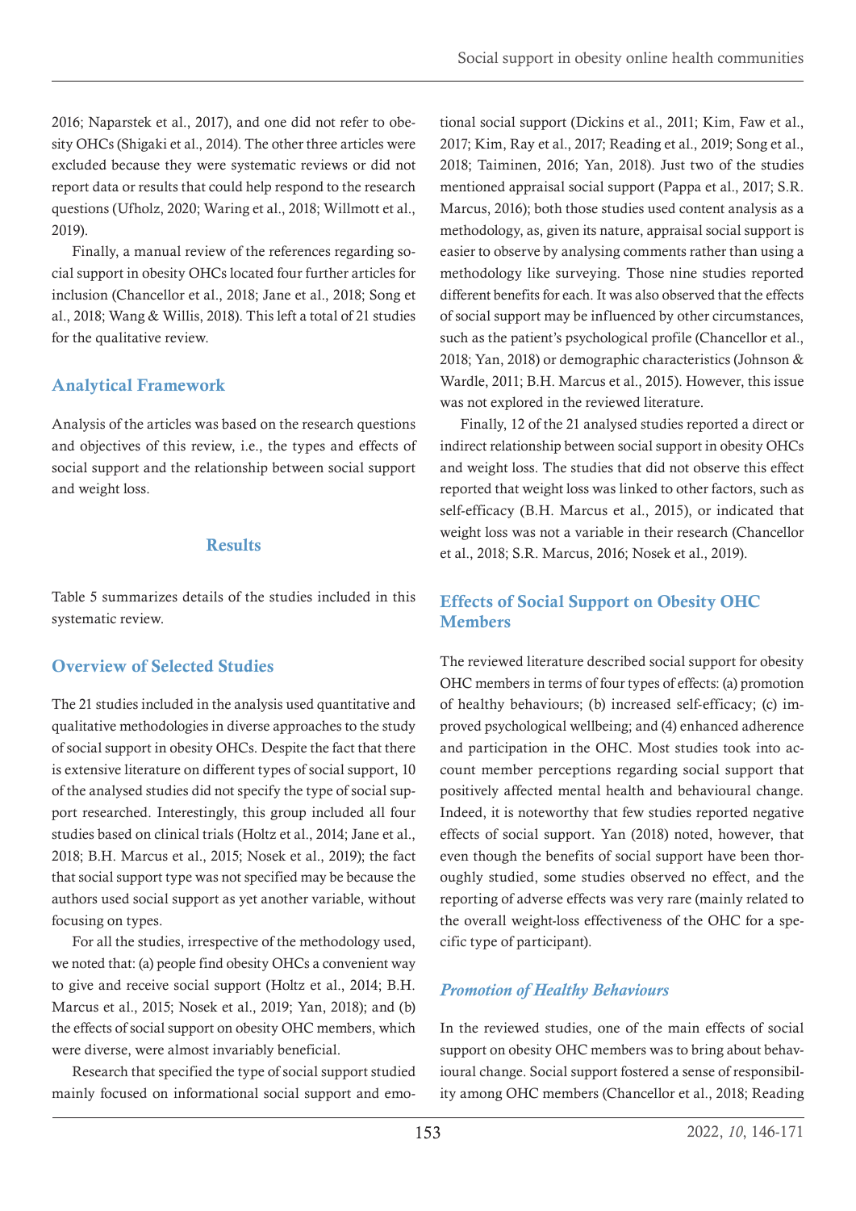2016; Naparstek et al., 2017), and one did not refer to obesity OHCs (Shigaki et al., 2014). The other three articles were excluded because they were systematic reviews or did not report data or results that could help respond to the research questions (Ufholz, 2020; Waring et al., 2018; Willmott et al., 2019).

Finally, a manual review of the references regarding social support in obesity OHCs located four further articles for inclusion (Chancellor et al., 2018; Jane et al., 2018; Song et al., 2018; Wang & Willis, 2018). This left a total of 21 studies for the qualitative review.

### Analytical Framework

Analysis of the articles was based on the research questions and objectives of this review, i.e., the types and effects of social support and the relationship between social support and weight loss.

## Results

Table 5 summarizes details of the studies included in this systematic review.

### Overview of Selected Studies

The 21 studies included in the analysis used quantitative and qualitative methodologies in diverse approaches to the study of social support in obesity OHCs. Despite the fact that there is extensive literature on different types of social support, 10 of the analysed studies did not specify the type of social support researched. Interestingly, this group included all four studies based on clinical trials (Holtz et al., 2014; Jane et al., 2018; B.H. Marcus et al., 2015; Nosek et al., 2019); the fact that social support type was not specified may be because the authors used social support as yet another variable, without focusing on types.

For all the studies, irrespective of the methodology used, we noted that: (a) people find obesity OHCs a convenient way to give and receive social support (Holtz et al., 2014; B.H. Marcus et al., 2015; Nosek et al., 2019; Yan, 2018); and (b) the effects of social support on obesity OHC members, which were diverse, were almost invariably beneficial.

Research that specified the type of social support studied mainly focused on informational social support and emotional social support (Dickins et al., 2011; Kim, Faw et al., 2017; Kim, Ray et al., 2017; Reading et al., 2019; Song et al., 2018; Taiminen, 2016; Yan, 2018). Just two of the studies mentioned appraisal social support (Pappa et al., 2017; S.R. Marcus, 2016); both those studies used content analysis as a methodology, as, given its nature, appraisal social support is easier to observe by analysing comments rather than using a methodology like surveying. Those nine studies reported different benefits for each. It was also observed that the effects of social support may be influenced by other circumstances, such as the patient's psychological profile (Chancellor et al., 2018; Yan, 2018) or demographic characteristics (Johnson & Wardle, 2011; B.H. Marcus et al., 2015). However, this issue was not explored in the reviewed literature.

Finally, 12 of the 21 analysed studies reported a direct or indirect relationship between social support in obesity OHCs and weight loss. The studies that did not observe this effect reported that weight loss was linked to other factors, such as self-efficacy (B.H. Marcus et al., 2015), or indicated that weight loss was not a variable in their research (Chancellor et al., 2018; S.R. Marcus, 2016; Nosek et al., 2019).

### Effects of Social Support on Obesity OHC Members

The reviewed literature described social support for obesity OHC members in terms of four types of effects: (a) promotion of healthy behaviours; (b) increased self-efficacy; (c) improved psychological wellbeing; and (4) enhanced adherence and participation in the OHC. Most studies took into account member perceptions regarding social support that positively affected mental health and behavioural change. Indeed, it is noteworthy that few studies reported negative effects of social support. Yan (2018) noted, however, that even though the benefits of social support have been thoroughly studied, some studies observed no effect, and the reporting of adverse effects was very rare (mainly related to the overall weight-loss effectiveness of the OHC for a specific type of participant).

#### *Promotion of Healthy Behaviours*

In the reviewed studies, one of the main effects of social support on obesity OHC members was to bring about behavioural change. Social support fostered a sense of responsibility among OHC members (Chancellor et al., 2018; Reading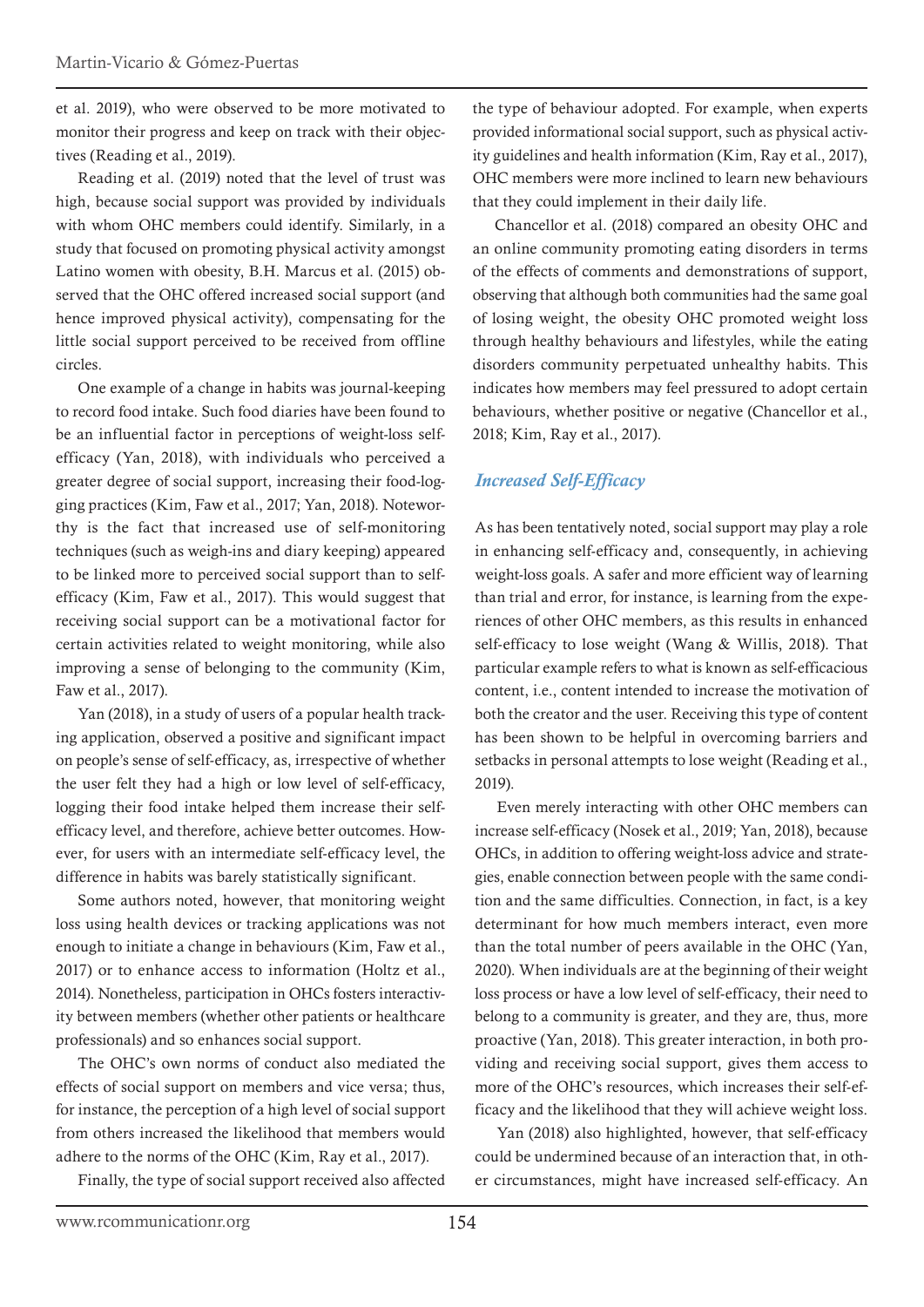et al. 2019), who were observed to be more motivated to monitor their progress and keep on track with their objectives (Reading et al., 2019).

Reading et al. (2019) noted that the level of trust was high, because social support was provided by individuals with whom OHC members could identify. Similarly, in a study that focused on promoting physical activity amongst Latino women with obesity, B.H. Marcus et al. (2015) observed that the OHC offered increased social support (and hence improved physical activity), compensating for the little social support perceived to be received from offline circles.

One example of a change in habits was journal-keeping to record food intake. Such food diaries have been found to be an influential factor in perceptions of weight-loss self-efficacy (Yan, 2018), with individuals who perceived a greater degree of social support, increasing their food-logging practices (Kim, Faw et al., 2017; Yan, 2018). Noteworthy is the fact that increased use of self-monitoring techniques (such as weigh-ins and diary keeping) appeared to be linked more to perceived social support than to self-efficacy (Kim, Faw et al., 2017). This would suggest that receiving social support can be a motivational factor for certain activities related to weight monitoring, while also improving a sense of belonging to the community (Kim, Faw et al., 2017).

Yan (2018), in a study of users of a popular health tracking application, observed a positive and significant impact on people's sense of self-efficacy, as, irrespective of whether the user felt they had a high or low level of self-efficacy, logging their food intake helped them increase their self-efficacy level, and therefore, achieve better outcomes. However, for users with an intermediate self-efficacy level, the difference in habits was barely statistically significant.

Some authors noted, however, that monitoring weight loss using health devices or tracking applications was not enough to initiate a change in behaviours (Kim, Faw et al., 2017) or to enhance access to information (Holtz et al., 2014). Nonetheless, participation in OHCs fosters interactivity between members (whether other patients or healthcare professionals) and so enhances social support.

The OHC's own norms of conduct also mediated the effects of social support on members and vice versa; thus, for instance, the perception of a high level of social support from others increased the likelihood that members would adhere to the norms of the OHC (Kim, Ray et al., 2017).

Finally, the type of social support received also affected the type of behaviour adopted. For example, when experts provided informational social support, such as physical activity guidelines and health information (Kim, Ray et al., 2017), OHC members were more inclined to learn new behaviours that they could implement in their daily life.

Chancellor et al. (2018) compared an obesity OHC and an online community promoting eating disorders in terms of the effects of comments and demonstrations of support, observing that although both communities had the same goal of losing weight, the obesity OHC promoted weight loss through healthy behaviours and lifestyles, while the eating disorders community perpetuated unhealthy habits. This indicates how members may feel pressured to adopt certain behaviours, whether positive or negative (Chancellor et al., 2018; Kim, Ray et al., 2017).

### *Increased Self-Efficacy*

As has been tentatively noted, social support may play a role in enhancing self-efficacy and, consequently, in achieving weight-loss goals. A safer and more efficient way of learning than trial and error, for instance, is learning from the experiences of other OHC members, as this results in enhanced self-efficacy to lose weight (Wang & Willis, 2018). That particular example refers to what is known as self-efficacious content, i.e., content intended to increase the motivation of both the creator and the user. Receiving this type of content has been shown to be helpful in overcoming barriers and setbacks in personal attempts to lose weight (Reading et al., 2019).

Even merely interacting with other OHC members can increase self-efficacy (Nosek et al., 2019; Yan, 2018), because OHCs, in addition to offering weight-loss advice and strategies, enable connection between people with the same condition and the same difficulties. Connection, in fact, is a key determinant for how much members interact, even more than the total number of peers available in the OHC (Yan, 2020). When individuals are at the beginning of their weight loss process or have a low level of self-efficacy, their need to belong to a community is greater, and they are, thus, more proactive (Yan, 2018). This greater interaction, in both providing and receiving social support, gives them access to more of the OHC's resources, which increases their self-efficacy and the likelihood that they will achieve weight loss.

Yan (2018) also highlighted, however, that self-efficacy could be undermined because of an interaction that, in other circumstances, might have increased self-efficacy. An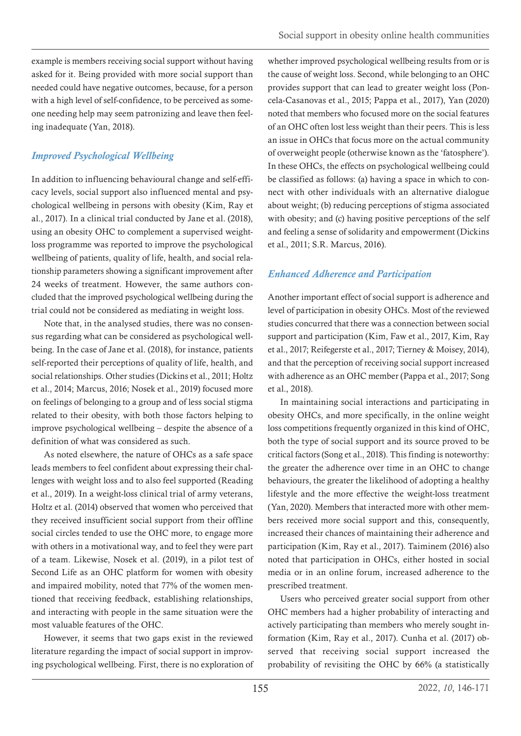example is members receiving social support without having asked for it. Being provided with more social support than needed could have negative outcomes, because, for a person with a high level of self-confidence, to be perceived as someone needing help may seem patronizing and leave then feeling inadequate (Yan, 2018).

### *Improved Psychological Wellbeing*

In addition to influencing behavioural change and self-efficacy levels, social support also influenced mental and psychological wellbeing in persons with obesity (Kim, Ray et al., 2017). In a clinical trial conducted by Jane et al. (2018), using an obesity OHC to complement a supervised weight-loss programme was reported to improve the psychological wellbeing of patients, quality of life, health, and social relationship parameters showing a significant improvement after 24 weeks of treatment. However, the same authors concluded that the improved psychological wellbeing during the trial could not be considered as mediating in weight loss.

Note that, in the analysed studies, there was no consensus regarding what can be considered as psychological wellbeing. In the case of Jane et al. (2018), for instance, patients self-reported their perceptions of quality of life, health, and social relationships. Other studies (Dickins et al., 2011; Holtz et al., 2014; Marcus, 2016; Nosek et al., 2019) focused more on feelings of belonging to a group and of less social stigma related to their obesity, with both those factors helping to improve psychological wellbeing – despite the absence of a definition of what was considered as such.

As noted elsewhere, the nature of OHCs as a safe space leads members to feel confident about expressing their challenges with weight loss and to also feel supported (Reading et al., 2019). In a weight-loss clinical trial of army veterans, Holtz et al. (2014) observed that women who perceived that they received insufficient social support from their offline social circles tended to use the OHC more, to engage more with others in a motivational way, and to feel they were part of a team. Likewise, Nosek et al. (2019), in a pilot test of Second Life as an OHC platform for women with obesity and impaired mobility, noted that 77% of the women mentioned that receiving feedback, establishing relationships, and interacting with people in the same situation were the most valuable features of the OHC.

However, it seems that two gaps exist in the reviewed literature regarding the impact of social support in improving psychological wellbeing. First, there is no exploration of whether improved psychological wellbeing results from or is the cause of weight loss. Second, while belonging to an OHC provides support that can lead to greater weight loss (Poncela-Casanovas et al., 2015; Pappa et al., 2017), Yan (2020) noted that members who focused more on the social features of an OHC often lost less weight than their peers. This is less an issue in OHCs that focus more on the actual community of overweight people (otherwise known as the 'fatosphere'). In these OHCs, the effects on psychological wellbeing could be classified as follows: (a) having a space in which to connect with other individuals with an alternative dialogue about weight; (b) reducing perceptions of stigma associated with obesity; and (c) having positive perceptions of the self and feeling a sense of solidarity and empowerment (Dickins et al., 2011; S.R. Marcus, 2016).

### *Enhanced Adherence and Participation*

Another important effect of social support is adherence and level of participation in obesity OHCs. Most of the reviewed studies concurred that there was a connection between social support and participation (Kim, Faw et al., 2017, Kim, Ray et al., 2017; Reifegerste et al., 2017; Tierney & Moisey, 2014), and that the perception of receiving social support increased with adherence as an OHC member (Pappa et al., 2017; Song et al., 2018).

In maintaining social interactions and participating in obesity OHCs, and more specifically, in the online weight loss competitions frequently organized in this kind of OHC, both the type of social support and its source proved to be critical factors (Song et al., 2018). This finding is noteworthy: the greater the adherence over time in an OHC to change behaviours, the greater the likelihood of adopting a healthy lifestyle and the more effective the weight-loss treatment (Yan, 2020). Members that interacted more with other members received more social support and this, consequently, increased their chances of maintaining their adherence and participation (Kim, Ray et al., 2017). Taiminem (2016) also noted that participation in OHCs, either hosted in social media or in an online forum, increased adherence to the prescribed treatment.

Users who perceived greater social support from other OHC members had a higher probability of interacting and actively participating than members who merely sought information (Kim, Ray et al., 2017). Cunha et al. (2017) observed that receiving social support increased the probability of revisiting the OHC by 66% (a statistically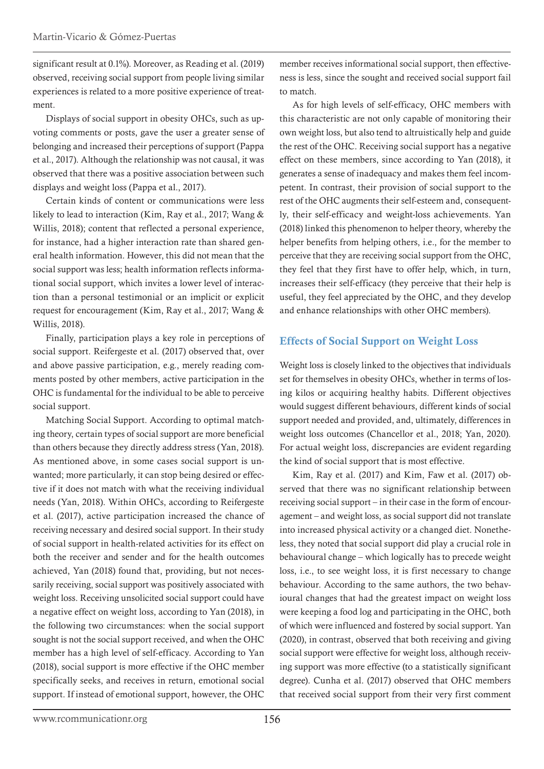significant result at 0.1%). Moreover, as Reading et al. (2019) observed, receiving social support from people living similar experiences is related to a more positive experience of treatment.

Displays of social support in obesity OHCs, such as upvoting comments or posts, gave the user a greater sense of belonging and increased their perceptions of support (Pappa et al., 2017). Although the relationship was not causal, it was observed that there was a positive association between such displays and weight loss (Pappa et al., 2017).

Certain kinds of content or communications were less likely to lead to interaction (Kim, Ray et al., 2017; Wang & Willis, 2018); content that reflected a personal experience, for instance, had a higher interaction rate than shared general health information. However, this did not mean that the social support was less; health information reflects informational social support, which invites a lower level of interaction than a personal testimonial or an implicit or explicit request for encouragement (Kim, Ray et al., 2017; Wang & Willis, 2018).

Finally, participation plays a key role in perceptions of social support. Reifergeste et al. (2017) observed that, over and above passive participation, e.g., merely reading comments posted by other members, active participation in the OHC is fundamental for the individual to be able to perceive social support.

Matching Social Support. According to optimal matching theory, certain types of social support are more beneficial than others because they directly address stress (Yan, 2018). As mentioned above, in some cases social support is unwanted; more particularly, it can stop being desired or effective if it does not match with what the receiving individual needs (Yan, 2018). Within OHCs, according to Reifergeste et al. (2017), active participation increased the chance of receiving necessary and desired social support. In their study of social support in health-related activities for its effect on both the receiver and sender and for the health outcomes achieved, Yan (2018) found that, providing, but not necessarily receiving, social support was positively associated with weight loss. Receiving unsolicited social support could have a negative effect on weight loss, according to Yan (2018), in the following two circumstances: when the social support sought is not the social support received, and when the OHC member has a high level of self-efficacy. According to Yan (2018), social support is more effective if the OHC member specifically seeks, and receives in return, emotional social support. If instead of emotional support, however, the OHC member receives informational social support, then effectiveness is less, since the sought and received social support fail to match.

As for high levels of self-efficacy, OHC members with this characteristic are not only capable of monitoring their own weight loss, but also tend to altruistically help and guide the rest of the OHC. Receiving social support has a negative effect on these members, since according to Yan (2018), it generates a sense of inadequacy and makes them feel incompetent. In contrast, their provision of social support to the rest of the OHC augments their self-esteem and, consequently, their self-efficacy and weight-loss achievements. Yan (2018) linked this phenomenon to helper theory, whereby the helper benefits from helping others, i.e., for the member to perceive that they are receiving social support from the OHC, they feel that they first have to offer help, which, in turn, increases their self-efficacy (they perceive that their help is useful, they feel appreciated by the OHC, and they develop and enhance relationships with other OHC members).

## Effects of Social Support on Weight Loss

Weight loss is closely linked to the objectives that individuals set for themselves in obesity OHCs, whether in terms of losing kilos or acquiring healthy habits. Different objectives would suggest different behaviours, different kinds of social support needed and provided, and, ultimately, differences in weight loss outcomes (Chancellor et al., 2018; Yan, 2020). For actual weight loss, discrepancies are evident regarding the kind of social support that is most effective.

Kim, Ray et al. (2017) and Kim, Faw et al. (2017) observed that there was no significant relationship between receiving social support – in their case in the form of encouragement – and weight loss, as social support did not translate into increased physical activity or a changed diet. Nonetheless, they noted that social support did play a crucial role in behavioural change – which logically has to precede weight loss, i.e., to see weight loss, it is first necessary to change behaviour. According to the same authors, the two behavioural changes that had the greatest impact on weight loss were keeping a food log and participating in the OHC, both of which were influenced and fostered by social support. Yan (2020), in contrast, observed that both receiving and giving social support were effective for weight loss, although receiving support was more effective (to a statistically significant degree). Cunha et al. (2017) observed that OHC members that received social support from their very first comment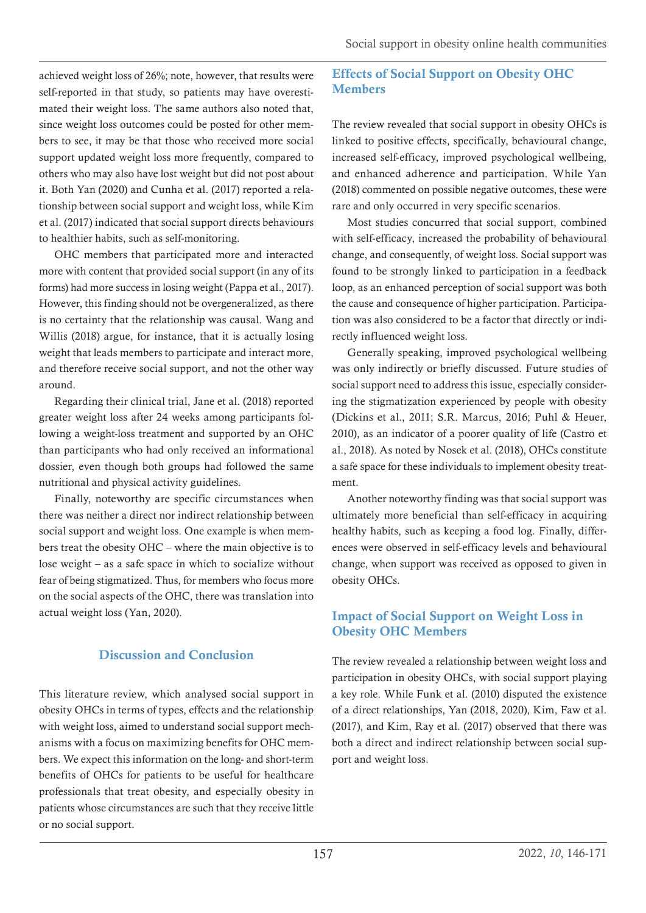achieved weight loss of 26%; note, however, that results were self-reported in that study, so patients may have overestimated their weight loss. The same authors also noted that, since weight loss outcomes could be posted for other members to see, it may be that those who received more social support updated weight loss more frequently, compared to others who may also have lost weight but did not post about it. Both Yan (2020) and Cunha et al. (2017) reported a relationship between social support and weight loss, while Kim et al. (2017) indicated that social support directs behaviours to healthier habits, such as self-monitoring.

OHC members that participated more and interacted more with content that provided social support (in any of its forms) had more success in losing weight (Pappa et al., 2017). However, this finding should not be overgeneralized, as there is no certainty that the relationship was causal. Wang and Willis (2018) argue, for instance, that it is actually losing weight that leads members to participate and interact more, and therefore receive social support, and not the other way around.

Regarding their clinical trial, Jane et al. (2018) reported greater weight loss after 24 weeks among participants following a weight-loss treatment and supported by an OHC than participants who had only received an informational dossier, even though both groups had followed the same nutritional and physical activity guidelines.

Finally, noteworthy are specific circumstances when there was neither a direct nor indirect relationship between social support and weight loss. One example is when members treat the obesity OHC – where the main objective is to lose weight – as a safe space in which to socialize without fear of being stigmatized. Thus, for members who focus more on the social aspects of the OHC, there was translation into actual weight loss (Yan, 2020).

## Discussion and Conclusion

This literature review, which analysed social support in obesity OHCs in terms of types, effects and the relationship with weight loss, aimed to understand social support mechanisms with a focus on maximizing benefits for OHC members. We expect this information on the long- and short-term benefits of OHCs for patients to be useful for healthcare professionals that treat obesity, and especially obesity in patients whose circumstances are such that they receive little or no social support.

### Effects of Social Support on Obesity OHC Members

The review revealed that social support in obesity OHCs is linked to positive effects, specifically, behavioural change, increased self-efficacy, improved psychological wellbeing, and enhanced adherence and participation. While Yan (2018) commented on possible negative outcomes, these were rare and only occurred in very specific scenarios.

Most studies concurred that social support, combined with self-efficacy, increased the probability of behavioural change, and consequently, of weight loss. Social support was found to be strongly linked to participation in a feedback loop, as an enhanced perception of social support was both the cause and consequence of higher participation. Participation was also considered to be a factor that directly or indirectly influenced weight loss.

Generally speaking, improved psychological wellbeing was only indirectly or briefly discussed. Future studies of social support need to address this issue, especially considering the stigmatization experienced by people with obesity (Dickins et al., 2011; S.R. Marcus, 2016; Puhl & Heuer, 2010), as an indicator of a poorer quality of life (Castro et al., 2018). As noted by Nosek et al. (2018), OHCs constitute a safe space for these individuals to implement obesity treatment.

Another noteworthy finding was that social support was ultimately more beneficial than self-efficacy in acquiring healthy habits, such as keeping a food log. Finally, differences were observed in self-efficacy levels and behavioural change, when support was received as opposed to given in obesity OHCs.

### Impact of Social Support on Weight Loss in Obesity OHC Members

The review revealed a relationship between weight loss and participation in obesity OHCs, with social support playing a key role. While Funk et al. (2010) disputed the existence of a direct relationships, Yan (2018, 2020), Kim, Faw et al. (2017), and Kim, Ray et al. (2017) observed that there was both a direct and indirect relationship between social support and weight loss.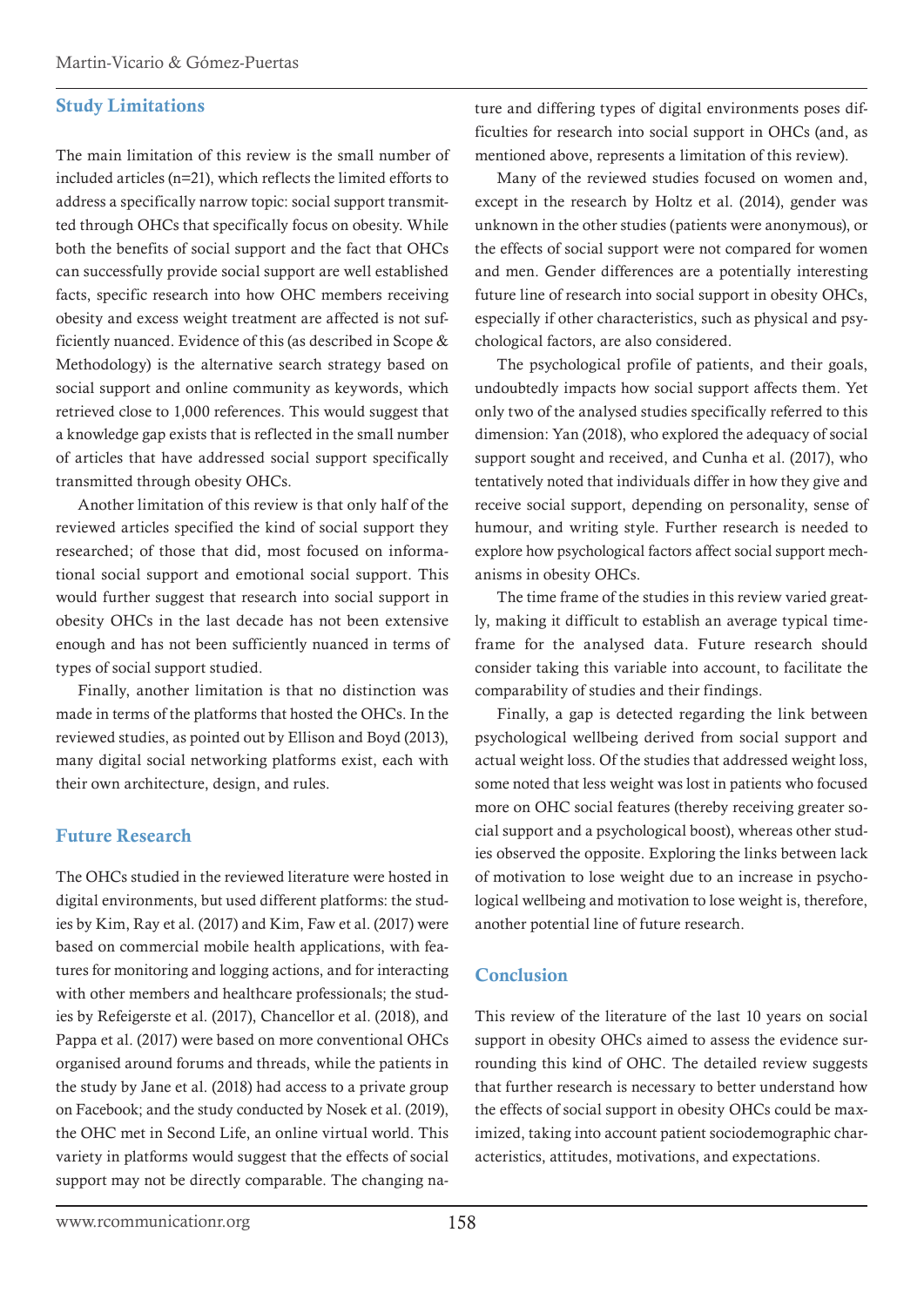## Study Limitations

The main limitation of this review is the small number of included articles (n=21), which reflects the limited efforts to address a specifically narrow topic: social support transmitted through OHCs that specifically focus on obesity. While both the benefits of social support and the fact that OHCs can successfully provide social support are well established facts, specific research into how OHC members receiving obesity and excess weight treatment are affected is not sufficiently nuanced. Evidence of this (as described in Scope & Methodology) is the alternative search strategy based on social support and online community as keywords, which retrieved close to 1,000 references. This would suggest that a knowledge gap exists that is reflected in the small number of articles that have addressed social support specifically transmitted through obesity OHCs.

Another limitation of this review is that only half of the reviewed articles specified the kind of social support they researched; of those that did, most focused on informational social support and emotional social support. This would further suggest that research into social support in obesity OHCs in the last decade has not been extensive enough and has not been sufficiently nuanced in terms of types of social support studied.

Finally, another limitation is that no distinction was made in terms of the platforms that hosted the OHCs. In the reviewed studies, as pointed out by Ellison and Boyd (2013), many digital social networking platforms exist, each with their own architecture, design, and rules.

## Future Research

The OHCs studied in the reviewed literature were hosted in digital environments, but used different platforms: the studies by Kim, Ray et al. (2017) and Kim, Faw et al. (2017) were based on commercial mobile health applications, with features for monitoring and logging actions, and for interacting with other members and healthcare professionals; the studies by Refeigerste et al. (2017), Chancellor et al. (2018), and Pappa et al. (2017) were based on more conventional OHCs organised around forums and threads, while the patients in the study by Jane et al. (2018) had access to a private group on Facebook; and the study conducted by Nosek et al. (2019), the OHC met in Second Life, an online virtual world. This variety in platforms would suggest that the effects of social support may not be directly comparable. The changing nature and differing types of digital environments poses difficulties for research into social support in OHCs (and, as mentioned above, represents a limitation of this review).

Many of the reviewed studies focused on women and, except in the research by Holtz et al. (2014), gender was unknown in the other studies (patients were anonymous), or the effects of social support were not compared for women and men. Gender differences are a potentially interesting future line of research into social support in obesity OHCs, especially if other characteristics, such as physical and psychological factors, are also considered.

The psychological profile of patients, and their goals, undoubtedly impacts how social support affects them. Yet only two of the analysed studies specifically referred to this dimension: Yan (2018), who explored the adequacy of social support sought and received, and Cunha et al. (2017), who tentatively noted that individuals differ in how they give and receive social support, depending on personality, sense of humour, and writing style. Further research is needed to explore how psychological factors affect social support mechanisms in obesity OHCs.

The time frame of the studies in this review varied greatly, making it difficult to establish an average typical timeframe for the analysed data. Future research should consider taking this variable into account, to facilitate the comparability of studies and their findings.

Finally, a gap is detected regarding the link between psychological wellbeing derived from social support and actual weight loss. Of the studies that addressed weight loss, some noted that less weight was lost in patients who focused more on OHC social features (thereby receiving greater social support and a psychological boost), whereas other studies observed the opposite. Exploring the links between lack of motivation to lose weight due to an increase in psychological wellbeing and motivation to lose weight is, therefore, another potential line of future research.

## Conclusion

This review of the literature of the last 10 years on social support in obesity OHCs aimed to assess the evidence surrounding this kind of OHC. The detailed review suggests that further research is necessary to better understand how the effects of social support in obesity OHCs could be maximized, taking into account patient sociodemographic characteristics, attitudes, motivations, and expectations.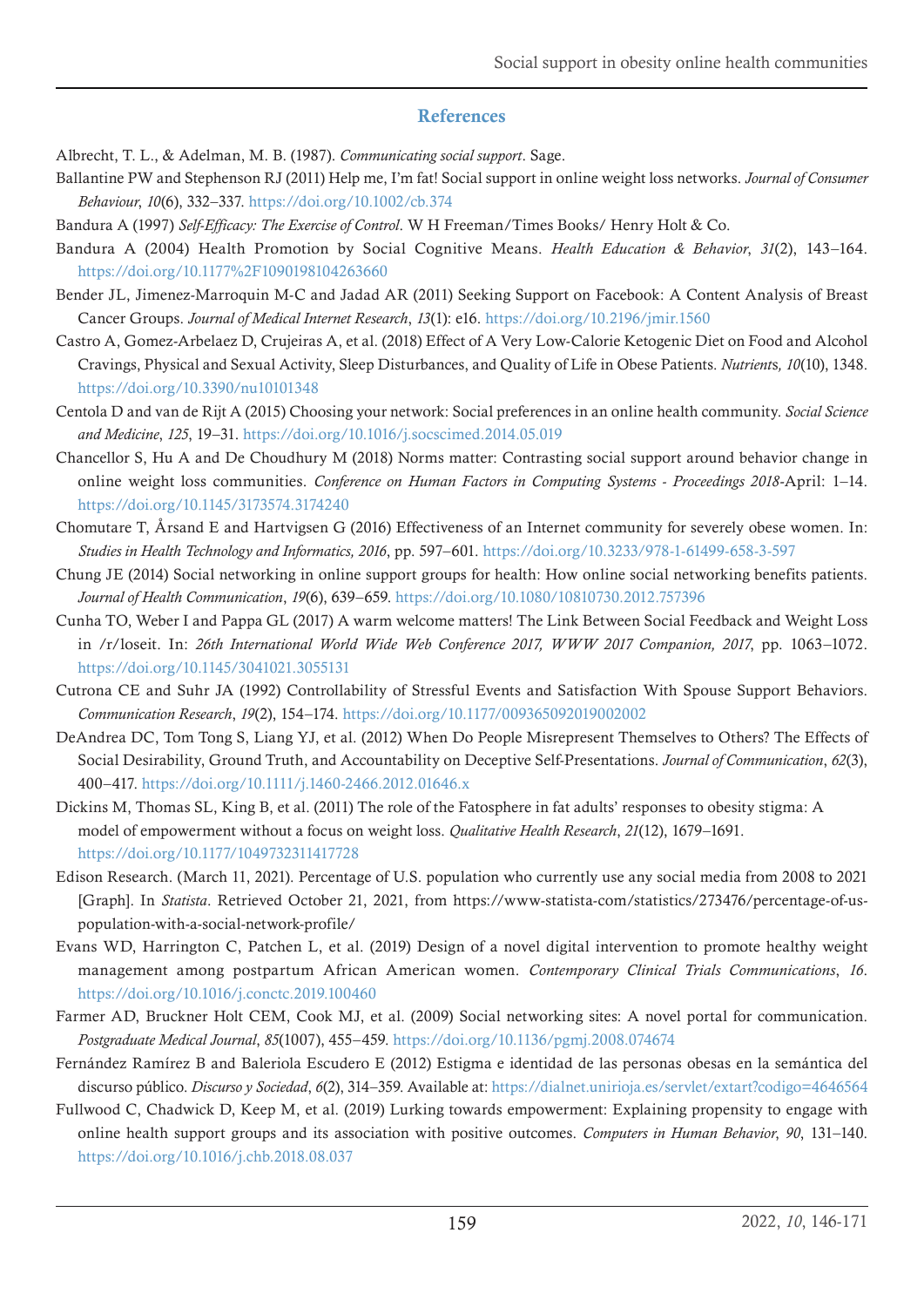## References

Albrecht, T. L., & Adelman, M. B. (1987). *Communicating social support*. Sage.

Ballantine PW and Stephenson RJ (2011) Help me, I'm fat! Social support in online weight loss networks. *Journal of Consumer Behaviour*, *10*(6), 332–337. https://doi.org/10.1002/cb.374

Bandura A (1997) *Self-Efficacy: The Exercise of Control*. W H Freeman/Times Books/ Henry Holt & Co.

Bandura A (2004) Health Promotion by Social Cognitive Means. *Health Education & Behavior*, *31*(2), 143–164. https://doi.org/10.1177%2F1090198104263660

Bender JL, Jimenez-Marroquin M-C and Jadad AR (2011) Seeking Support on Facebook: A Content Analysis of Breast Cancer Groups. *Journal of Medical Internet Research*, *13*(1): e16. https://doi.org/10.2196/jmir.1560

Castro A, Gomez-Arbelaez D, Crujeiras A, et al. (2018) Effect of A Very Low-Calorie Ketogenic Diet on Food and Alcohol Cravings, Physical and Sexual Activity, Sleep Disturbances, and Quality of Life in Obese Patients. *Nutrients, 10*(10), 1348. https://doi.org/10.3390/nu10101348

Centola D and van de Rijt A (2015) Choosing your network: Social preferences in an online health community. *Social Science and Medicine*, *125*, 19–31. https://doi.org/10.1016/j.socscimed.2014.05.019

Chancellor S, Hu A and De Choudhury M (2018) Norms matter: Contrasting social support around behavior change in online weight loss communities. *Conference on Human Factors in Computing Systems - Proceedings 2018*-April: 1–14. https://doi.org/10.1145/3173574.3174240

Chomutare T, Årsand E and Hartvigsen G (2016) Effectiveness of an Internet community for severely obese women. In: *Studies in Health Technology and Informatics, 2016*, pp. 597–601. https://doi.org/10.3233/978-1-61499-658-3-597

Chung JE (2014) Social networking in online support groups for health: How online social networking benefits patients. *Journal of Health Communication*, *19*(6), 639–659. https://doi.org/10.1080/10810730.2012.757396

Cunha TO, Weber I and Pappa GL (2017) A warm welcome matters! The Link Between Social Feedback and Weight Loss in /r/loseit. In: *26th International World Wide Web Conference 2017, WWW 2017 Companion, 2017*, pp. 1063–1072. https://doi.org/10.1145/3041021.3055131

Cutrona CE and Suhr JA (1992) Controllability of Stressful Events and Satisfaction With Spouse Support Behaviors. *Communication Research*, *19*(2), 154–174. https://doi.org/10.1177/009365092019002002

DeAndrea DC, Tom Tong S, Liang YJ, et al. (2012) When Do People Misrepresent Themselves to Others? The Effects of Social Desirability, Ground Truth, and Accountability on Deceptive Self-Presentations. *Journal of Communication*, *62*(3), 400–417. https://doi.org/10.1111/j.1460-2466.2012.01646.x

Dickins M, Thomas SL, King B, et al. (2011) The role of the Fatosphere in fat adults' responses to obesity stigma: A model of empowerment without a focus on weight loss. *Qualitative Health Research*, *21*(12), 1679–1691. https://doi.org/10.1177/1049732311417728

Edison Research. (March 11, 2021). Percentage of U.S. population who currently use any social media from 2008 to 2021 [Graph]. In *Statista*. Retrieved October 21, 2021, from https://www-statista-com/statistics/273476/percentage-of-us-population-with-a-social-network-profile/

Evans WD, Harrington C, Patchen L, et al. (2019) Design of a novel digital intervention to promote healthy weight management among postpartum African American women. *Contemporary Clinical Trials Communications*, *16*. https://doi.org/10.1016/j.conctc.2019.100460

Farmer AD, Bruckner Holt CEM, Cook MJ, et al. (2009) Social networking sites: A novel portal for communication. *Postgraduate Medical Journal*, *85*(1007), 455–459. https://doi.org/10.1136/pgmj.2008.074674

Fernández Ramírez B and Baleriola Escudero E (2012) Estigma e identidad de las personas obesas en la semántica del discurso público. *Discurso y Sociedad*, *6*(2), 314–359. Available at: https://dialnet.unirioja.es/servlet/extart?codigo=4646564

Fullwood C, Chadwick D, Keep M, et al. (2019) Lurking towards empowerment: Explaining propensity to engage with online health support groups and its association with positive outcomes. *Computers in Human Behavior*, *90*, 131–140. https://doi.org/10.1016/j.chb.2018.08.037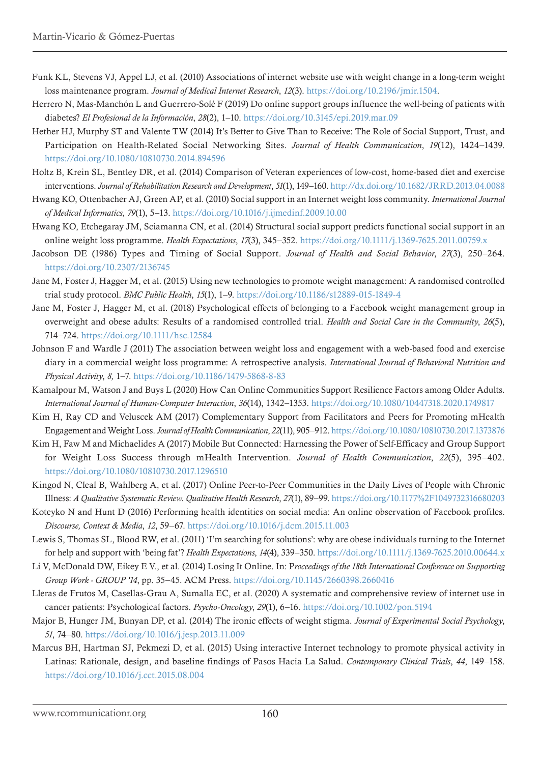Funk KL, Stevens VJ, Appel LJ, et al. (2010) Associations of internet website use with weight change in a long-term weight loss maintenance program. *Journal of Medical Internet Research*, *12*(3). https://doi.org/10.2196/jmir.1504.

Herrero N, Mas-Manchón L and Guerrero-Solé F (2019) Do online support groups influence the well-being of patients with diabetes? *El Profesional de la Información*, *28*(2), 1–10. https://doi.org/10.3145/epi.2019.mar.09

Hether HJ, Murphy ST and Valente TW (2014) It's Better to Give Than to Receive: The Role of Social Support, Trust, and Participation on Health-Related Social Networking Sites. *Journal of Health Communication*, *19*(12), 1424–1439. https://doi.org/10.1080/10810730.2014.894596

Holtz B, Krein SL, Bentley DR, et al. (2014) Comparison of Veteran experiences of low-cost, home-based diet and exercise interventions. *Journal of Rehabilitation Research and Development*, *51*(1), 149–160. http://dx.doi.org/10.1682/JRRD.2013.04.0088

Hwang KO, Ottenbacher AJ, Green AP, et al. (2010) Social support in an Internet weight loss community. *International Journal of Medical Informatics*, *79*(1), 5–13. https://doi.org/10.1016/j.ijmedinf.2009.10.00

Hwang KO, Etchegaray JM, Sciamanna CN, et al. (2014) Structural social support predicts functional social support in an online weight loss programme. *Health Expectations*, *17*(3), 345–352. https://doi.org/10.1111/j.1369-7625.2011.00759.x

Jacobson DE (1986) Types and Timing of Social Support. *Journal of Health and Social Behavior*, *27*(3), 250–264. https://doi.org/10.2307/2136745

Jane M, Foster J, Hagger M, et al. (2015) Using new technologies to promote weight management: A randomised controlled trial study protocol. *BMC Public Health*, *15*(1), 1–9. https://doi.org/10.1186/s12889-015-1849-4

Jane M, Foster J, Hagger M, et al. (2018) Psychological effects of belonging to a Facebook weight management group in overweight and obese adults: Results of a randomised controlled trial. *Health and Social Care in the Community*, *26*(5), 714–724. https://doi.org/10.1111/hsc.12584

Johnson F and Wardle J (2011) The association between weight loss and engagement with a web-based food and exercise diary in a commercial weight loss programme: A retrospective analysis. *International Journal of Behavioral Nutrition and Physical Activity*, *8,* 1–7. https://doi.org/10.1186/1479-5868-8-83

Kamalpour M, Watson J and Buys L (2020) How Can Online Communities Support Resilience Factors among Older Adults. *International Journal of Human-Computer Interaction*, *36*(14), 1342–1353. https://doi.org/10.1080/10447318.2020.1749817

Kim H, Ray CD and Veluscek AM (2017) Complementary Support from Facilitators and Peers for Promoting mHealth Engagement and Weight Loss. *Journal of Health Communication*, *22*(11), 905–912. https://doi.org/10.1080/10810730.2017.1373876

Kim H, Faw M and Michaelides A (2017) Mobile But Connected: Harnessing the Power of Self-Efficacy and Group Support for Weight Loss Success through mHealth Intervention. *Journal of Health Communication*, *22*(5), 395–402. https://doi.org/10.1080/10810730.2017.1296510

Kingod N, Cleal B, Wahlberg A, et al. (2017) Online Peer-to-Peer Communities in the Daily Lives of People with Chronic Illness: *A Qualitative Systematic Review. Qualitative Health Research*, *27*(1), 89–99. https://doi.org/10.1177%2F1049732316680203

Koteyko N and Hunt D (2016) Performing health identities on social media: An online observation of Facebook profiles. *Discourse, Context & Media*, *12*, 59–67. https://doi.org/10.1016/j.dcm.2015.11.003

Lewis S, Thomas SL, Blood RW, et al. (2011) 'I'm searching for solutions': why are obese individuals turning to the Internet for help and support with 'being fat'? *Health Expectations*, *14*(4), 339–350. https://doi.org/10.1111/j.1369-7625.2010.00644.x

Li V, McDonald DW, Eikey E V., et al. (2014) Losing It Online. In: *Proceedings of the 18th International Conference on Supporting Group Work - GROUP '14*, pp. 35–45. ACM Press. https://doi.org/10.1145/2660398.2660416

Lleras de Frutos M, Casellas-Grau A, Sumalla EC, et al. (2020) A systematic and comprehensive review of internet use in cancer patients: Psychological factors. *Psycho-Oncology*, *29*(1), 6–16. https://doi.org/10.1002/pon.5194

Major B, Hunger JM, Bunyan DP, et al. (2014) The ironic effects of weight stigma. *Journal of Experimental Social Psychology*, *51*, 74–80. https://doi.org/10.1016/j.jesp.2013.11.009

Marcus BH, Hartman SJ, Pekmezi D, et al. (2015) Using interactive Internet technology to promote physical activity in Latinas: Rationale, design, and baseline findings of Pasos Hacia La Salud. *Contemporary Clinical Trials*, *44*, 149–158. https://doi.org/10.1016/j.cct.2015.08.004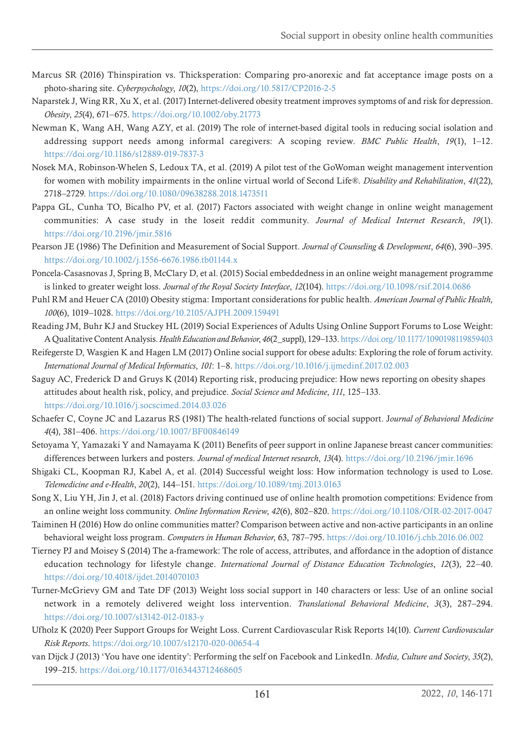Marcus SR (2016) Thinspiration vs. Thicksperation: Comparing pro-anorexic and fat acceptance image posts on a photo-sharing site. *Cyberpsychology*, *10*(2), https://doi.org/10.5817/CP2016-2-5

Naparstek J, Wing RR, Xu X, et al. (2017) Internet-delivered obesity treatment improves symptoms of and risk for depression. *Obesity*, *25*(4), 671–675. https://doi.org/10.1002/oby.21773

Newman K, Wang AH, Wang AZY, et al. (2019) The role of internet-based digital tools in reducing social isolation and addressing support needs among informal caregivers: A scoping review. *BMC Public Health*, *19*(1), 1–12. https://doi.org/10.1186/s12889-019-7837-3

Nosek MA, Robinson-Whelen S, Ledoux TA, et al. (2019) A pilot test of the GoWoman weight management intervention for women with mobility impairments in the online virtual world of Second Life®. *Disability and Rehabilitation*, *41*(22), 2718–2729. https://doi.org/10.1080/09638288.2018.1473511

Pappa GL, Cunha TO, Bicalho PV, et al. (2017) Factors associated with weight change in online weight management communities: A case study in the loseit reddit community. *Journal of Medical Internet Research*, *19*(1). https://doi.org/10.2196/jmir.5816

Pearson JE (1986) The Definition and Measurement of Social Support. *Journal of Counseling & Development*, *64*(6), 390–395. https://doi.org/10.1002/j.1556-6676.1986.tb01144.x

Poncela-Casasnovas J, Spring B, McClary D, et al. (2015) Social embeddedness in an online weight management programme is linked to greater weight loss. *Journal of the Royal Society Interface*, *12*(104). https://doi.org/10.1098/rsif.2014.0686

Puhl RM and Heuer CA (2010) Obesity stigma: Important considerations for public health. *American Journal of Public Health, 100*(6), 1019–1028. https://doi.org/10.2105/AJPH.2009.159491

Reading JM, Buhr KJ and Stuckey HL (2019) Social Experiences of Adults Using Online Support Forums to Lose Weight: A Qualitative Content Analysis. *Health Education and Behavior*, *46*(2_suppl), 129–133. https://doi.org/10.1177/1090198119859403

Reifegerste D, Wasgien K and Hagen LM (2017) Online social support for obese adults: Exploring the role of forum activity. *International Journal of Medical Informatics*, *101*: 1–8. https://doi.org/10.1016/j.ijmedinf.2017.02.003

Saguy AC, Frederick D and Gruys K (2014) Reporting risk, producing prejudice: How news reporting on obesity shapes attitudes about health risk, policy, and prejudice. *Social Science and Medicine*, *111*, 125–133. https://doi.org/10.1016/j.socscimed.2014.03.026

Schaefer C, Coyne JC and Lazarus RS (1981) The health-related functions of social support. J*ournal of Behavioral Medicine 4*(4), 381–406. https://doi.org/10.1007/BF00846149

Setoyama Y, Yamazaki Y and Namayama K (2011) Benefits of peer support in online Japanese breast cancer communities: differences between lurkers and posters. *Journal of medical Internet research*, *13*(4). https://doi.org/10.2196/jmir.1696

Shigaki CL, Koopman RJ, Kabel A, et al. (2014) Successful weight loss: How information technology is used to Lose. *Telemedicine and e-Health*, *20*(2), 144–151. https://doi.org/10.1089/tmj.2013.0163

Song X, Liu YH, Jin J, et al. (2018) Factors driving continued use of online health promotion competitions: Evidence from an online weight loss community. *Online Information Review*, *42*(6), 802–820. https://doi.org/10.1108/OIR-02-2017-0047

Taiminen H (2016) How do online communities matter? Comparison between active and non-active participants in an online behavioral weight loss program. *Computers in Human Behavior*, 63, 787–795. https://doi.org/10.1016/j.chb.2016.06.002

Tierney PJ and Moisey S (2014) The a-framework: The role of access, attributes, and affordance in the adoption of distance education technology for lifestyle change. *International Journal of Distance Education Technologies*, *12*(3), 22–40. https://doi.org/10.4018/ijdet.2014070103

Turner-McGrievy GM and Tate DF (2013) Weight loss social support in 140 characters or less: Use of an online social network in a remotely delivered weight loss intervention. *Translational Behavioral Medicine*, *3*(3), 287–294. https://doi.org/10.1007/s13142-012-0183-y

Ufholz K (2020) Peer Support Groups for Weight Loss. Current Cardiovascular Risk Reports 14(10). *Current Cardiovascular Risk Reports*. https://doi.org/10.1007/s12170-020-00654-4

van Dijck J (2013) 'You have one identity': Performing the self on Facebook and LinkedIn. *Media, Culture and Society*, *35*(2), 199–215. https://doi.org/10.1177/0163443712468605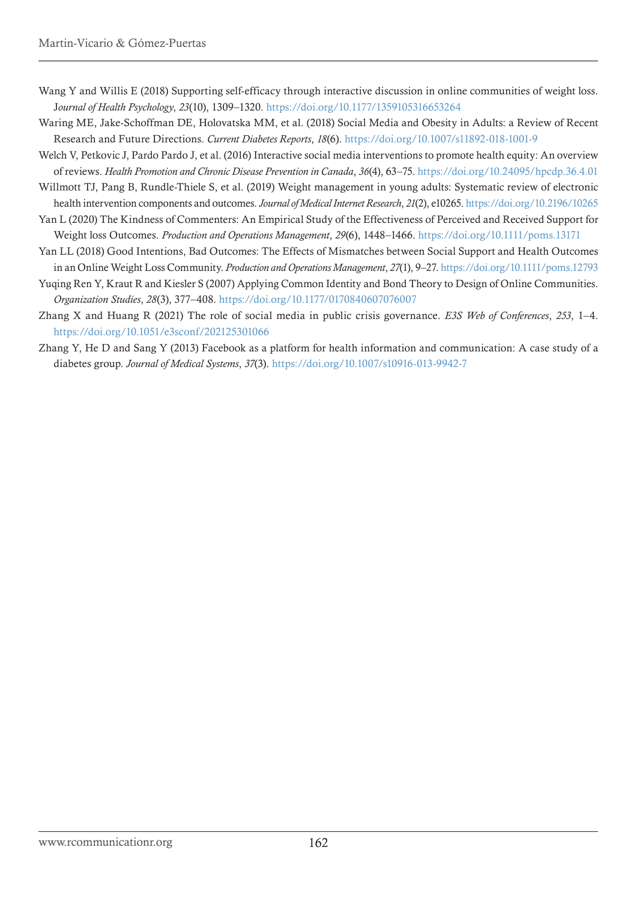Wang Y and Willis E (2018) Supporting self-efficacy through interactive discussion in online communities of weight loss. *Journal of Health Psychology*, *23*(10), 1309–1320. https://doi.org/10.1177/1359105316653264

Waring ME, Jake-Schoffman DE, Holovatska MM, et al. (2018) Social Media and Obesity in Adults: a Review of Recent Research and Future Directions. *Current Diabetes Reports*, *18*(6). https://doi.org/10.1007/s11892-018-1001-9

Welch V, Petkovic J, Pardo Pardo J, et al. (2016) Interactive social media interventions to promote health equity: An overview of reviews. *Health Promotion and Chronic Disease Prevention in Canada*, *36*(4), 63–75. https://doi.org/10.24095/hpcdp.36.4.01

Willmott TJ, Pang B, Rundle-Thiele S, et al. (2019) Weight management in young adults: Systematic review of electronic health intervention components and outcomes. *Journal of Medical Internet Research*, *21*(2), e10265. https://doi.org/10.2196/10265

Yan L (2020) The Kindness of Commenters: An Empirical Study of the Effectiveness of Perceived and Received Support for Weight loss Outcomes. *Production and Operations Management*, *29*(6), 1448–1466. https://doi.org/10.1111/poms.13171

Yan LL (2018) Good Intentions, Bad Outcomes: The Effects of Mismatches between Social Support and Health Outcomes in an Online Weight Loss Community. *Production and Operations Management*, *27*(1), 9–27. https://doi.org/10.1111/poms.12793

Yuqing Ren Y, Kraut R and Kiesler S (2007) Applying Common Identity and Bond Theory to Design of Online Communities. *Organization Studies*, *28*(3), 377–408. https://doi.org/10.1177/0170840607076007

Zhang X and Huang R (2021) The role of social media in public crisis governance. *E3S Web of Conferences*, *253*, 1–4. https://doi.org/10.1051/e3sconf/202125301066

Zhang Y, He D and Sang Y (2013) Facebook as a platform for health information and communication: A case study of a diabetes group. *Journal of Medical Systems*, *37*(3). https://doi.org/10.1007/s10916-013-9942-7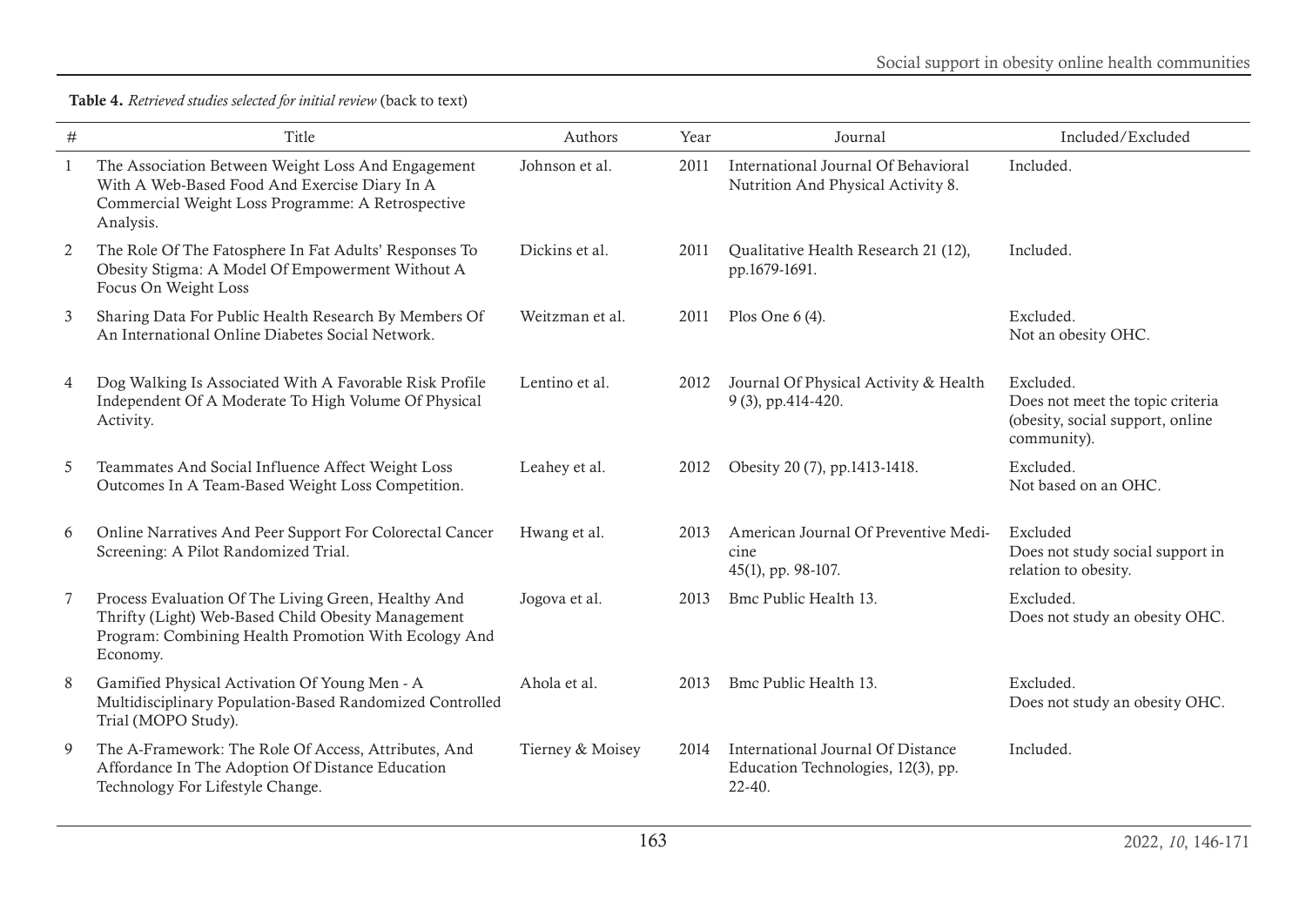**Table 4.** *Retrieved studies selected for initial review* (back to text)

| # | Title | Authors | Year | Journal | Included/Excluded |
|---|---|---|---|---|---|
| 1 | The Association Between Weight Loss And Engagement With A Web-Based Food And Exercise Diary In A Commercial Weight Loss Programme: A Retrospective Analysis. | Johnson et al. | 2011 | International Journal Of Behavioral Nutrition And Physical Activity 8. | Included. |
| 2 | The Role Of The Fatosphere In Fat Adults' Responses To Obesity Stigma: A Model Of Empowerment Without A Focus On Weight Loss | Dickins et al. | 2011 | Qualitative Health Research 21 (12), pp.1679-1691. | Included. |
| 3 | Sharing Data For Public Health Research By Members Of An International Online Diabetes Social Network. | Weitzman et al. | 2011 | Plos One 6 (4). | Excluded. Not an obesity OHC. |
| 4 | Dog Walking Is Associated With A Favorable Risk Profile Independent Of A Moderate To High Volume Of Physical Activity. | Lentino et al. | 2012 | Journal Of Physical Activity & Health 9 (3), pp.414-420. | Excluded. Does not meet the topic criteria (obesity, social support, online community). |
| 5 | Teammates And Social Influence Affect Weight Loss Outcomes In A Team-Based Weight Loss Competition. | Leahey et al. | 2012 | Obesity 20 (7), pp.1413-1418. | Excluded. Not based on an OHC. |
| 6 | Online Narratives And Peer Support For Colorectal Cancer Screening: A Pilot Randomized Trial. | Hwang et al. | 2013 | American Journal Of Preventive Medicine 45(1), pp. 98-107. | Excluded Does not study social support in relation to obesity. |
| 7 | Process Evaluation Of The Living Green, Healthy And Thrifty (Light) Web-Based Child Obesity Management Program: Combining Health Promotion With Ecology And Economy. | Jogova et al. | 2013 | Bmc Public Health 13. | Excluded. Does not study an obesity OHC. |
| 8 | Gamified Physical Activation Of Young Men - A Multidisciplinary Population-Based Randomized Controlled Trial (MOPO Study). | Ahola et al. | 2013 | Bmc Public Health 13. | Excluded. Does not study an obesity OHC. |
| 9 | The A-Framework: The Role Of Access, Attributes, And Affordance In The Adoption Of Distance Education Technology For Lifestyle Change. | Tierney & Moisey | 2014 | International Journal Of Distance Education Technologies, 12(3), pp. 22-40. | Included. |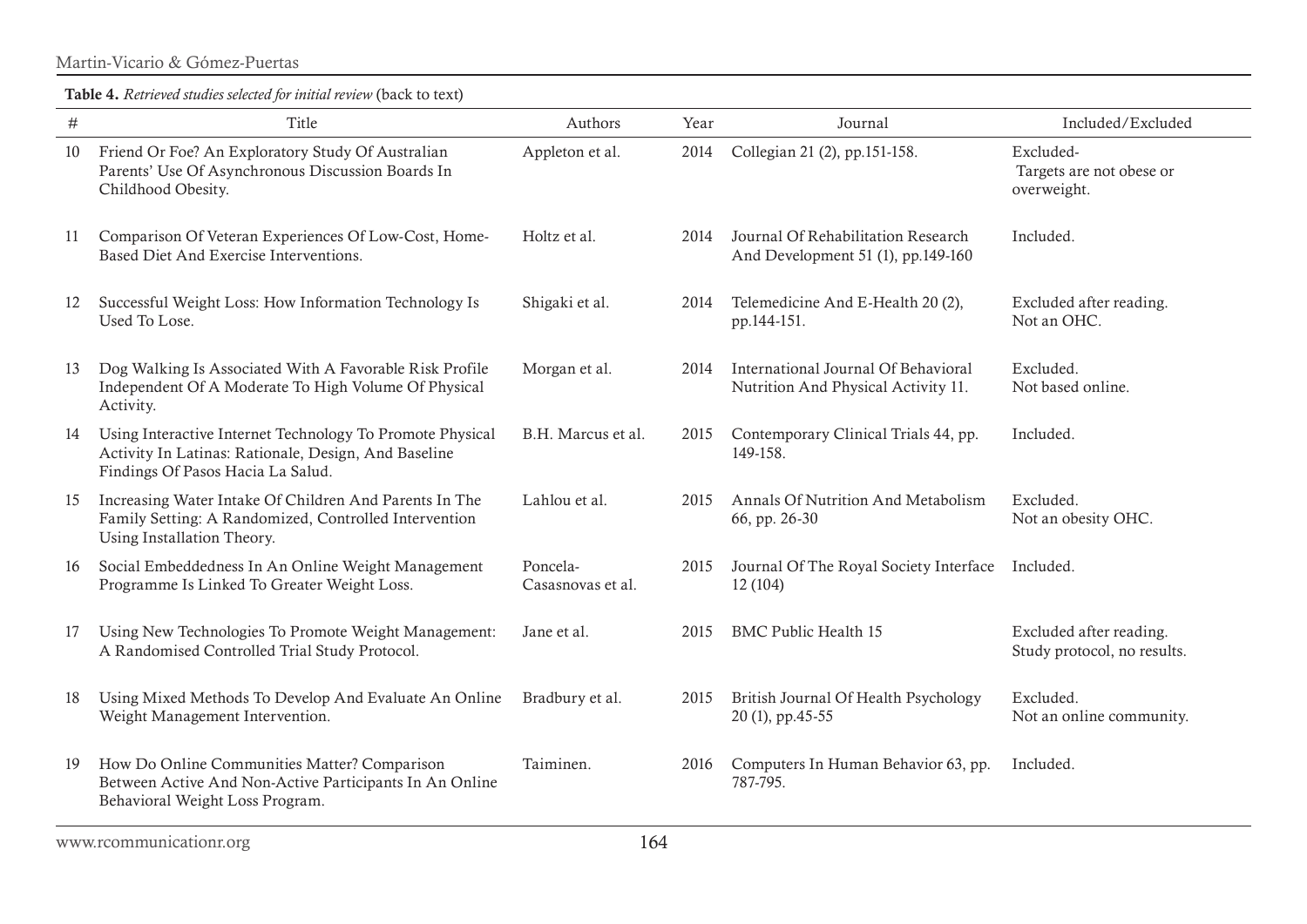**Table 4.** *Retrieved studies selected for initial review* (back to text)

| # | Title | Authors | Year | Journal | Included/Excluded |
|---|---|---|---|---|---|
| 10 | Friend Or Foe? An Exploratory Study Of Australian Parents' Use Of Asynchronous Discussion Boards In Childhood Obesity. | Appleton et al. | 2014 | Collegian 21 (2), pp.151-158. | Excluded- Targets are not obese or overweight. |
| 11 | Comparison Of Veteran Experiences Of Low-Cost, Home-Based Diet And Exercise Interventions. | Holtz et al. | 2014 | Journal Of Rehabilitation Research And Development 51 (1), pp.149-160 | Included. |
| 12 | Successful Weight Loss: How Information Technology Is Used To Lose. | Shigaki et al. | 2014 | Telemedicine And E-Health 20 (2), pp.144-151. | Excluded after reading. Not an OHC. |
| 13 | Dog Walking Is Associated With A Favorable Risk Profile Independent Of A Moderate To High Volume Of Physical Activity. | Morgan et al. | 2014 | International Journal Of Behavioral Nutrition And Physical Activity 11. | Excluded. Not based online. |
| 14 | Using Interactive Internet Technology To Promote Physical Activity In Latinas: Rationale, Design, And Baseline Findings Of Pasos Hacia La Salud. | B.H. Marcus et al. | 2015 | Contemporary Clinical Trials 44, pp. 149-158. | Included. |
| 15 | Increasing Water Intake Of Children And Parents In The Family Setting: A Randomized, Controlled Intervention Using Installation Theory. | Lahlou et al. | 2015 | Annals Of Nutrition And Metabolism 66, pp. 26-30 | Excluded. Not an obesity OHC. |
| 16 | Social Embeddedness In An Online Weight Management Programme Is Linked To Greater Weight Loss. | Poncela-Casasnovas et al. | 2015 | Journal Of The Royal Society Interface 12 (104) | Included. |
| 17 | Using New Technologies To Promote Weight Management: A Randomised Controlled Trial Study Protocol. | Jane et al. | 2015 | BMC Public Health 15 | Excluded after reading. Study protocol, no results. |
| 18 | Using Mixed Methods To Develop And Evaluate An Online Weight Management Intervention. | Bradbury et al. | 2015 | British Journal Of Health Psychology 20 (1), pp.45-55 | Excluded. Not an online community. |
| 19 | How Do Online Communities Matter? Comparison Between Active And Non-Active Participants In An Online Behavioral Weight Loss Program. | Taiminen. | 2016 | Computers In Human Behavior 63, pp. 787-795. | Included. |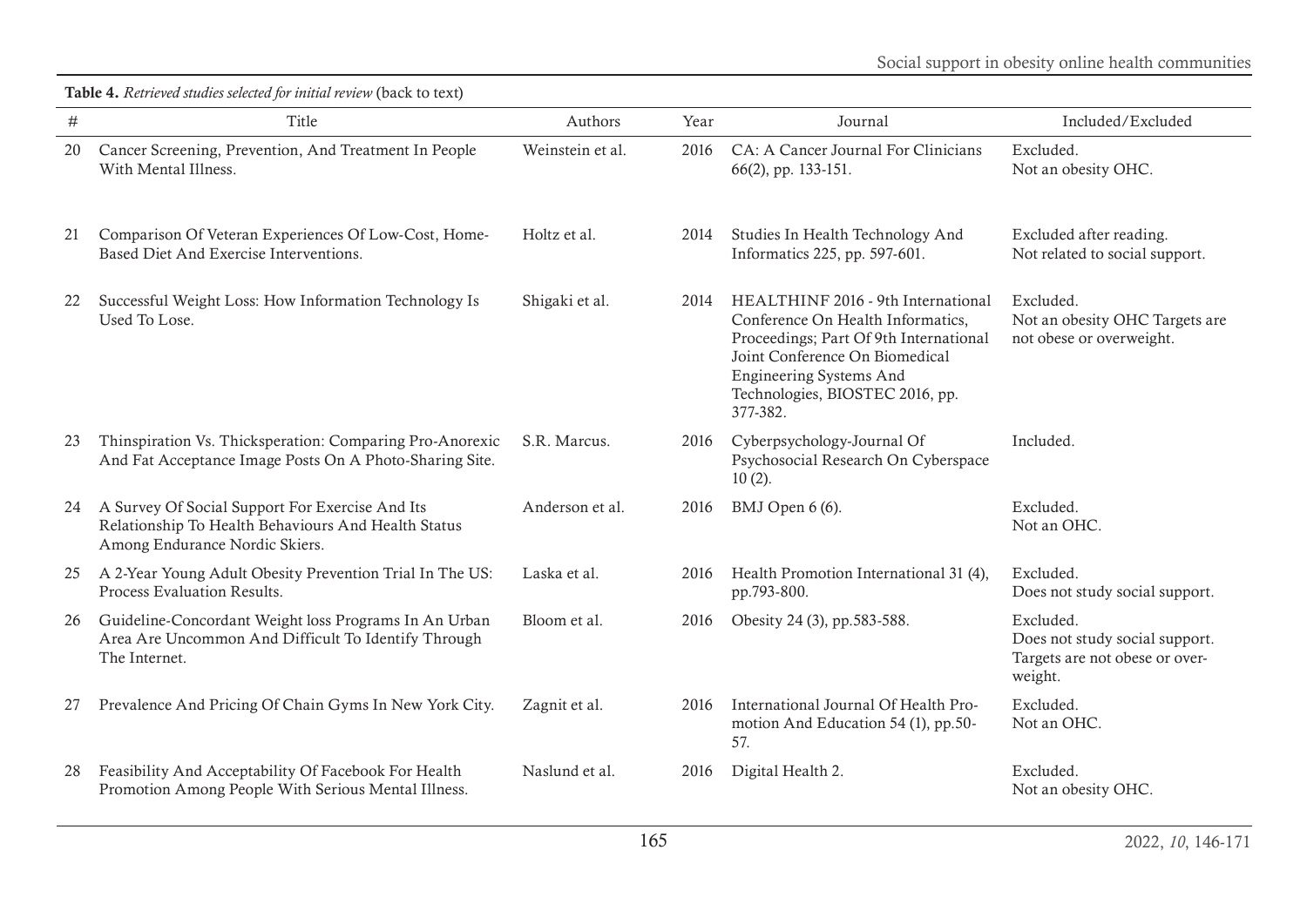**Table 4.** *Retrieved studies selected for initial review* (back to text)

| # | Title | Authors | Year | Journal | Included/Excluded |
|---|---|---|---|---|---|
| 20 | Cancer Screening, Prevention, And Treatment In People With Mental Illness. | Weinstein et al. | 2016 | CA: A Cancer Journal For Clinicians 66(2), pp. 133-151. | Excluded. Not an obesity OHC. |
| 21 | Comparison Of Veteran Experiences Of Low-Cost, Home-Based Diet And Exercise Interventions. | Holtz et al. | 2014 | Studies In Health Technology And Informatics 225, pp. 597-601. | Excluded after reading. Not related to social support. |
| 22 | Successful Weight Loss: How Information Technology Is Used To Lose. | Shigaki et al. | 2014 | HEALTHINF 2016 - 9th International Conference On Health Informatics, Proceedings; Part Of 9th International Joint Conference On Biomedical Engineering Systems And Technologies, BIOSTEC 2016, pp. 377-382. | Excluded. Not an obesity OHC Targets are not obese or overweight. |
| 23 | Thinspiration Vs. Thicksperation: Comparing Pro-Anorexic And Fat Acceptance Image Posts On A Photo-Sharing Site. | S.R. Marcus. | 2016 | Cyberpsychology-Journal Of Psychosocial Research On Cyberspace 10 (2). | Included. |
| 24 | A Survey Of Social Support For Exercise And Its Relationship To Health Behaviours And Health Status Among Endurance Nordic Skiers. | Anderson et al. | 2016 | BMJ Open 6 (6). | Excluded. Not an OHC. |
| 25 | A 2-Year Young Adult Obesity Prevention Trial In The US: Process Evaluation Results. | Laska et al. | 2016 | Health Promotion International 31 (4), pp.793-800. | Excluded. Does not study social support. |
| 26 | Guideline-Concordant Weight loss Programs In An Urban Area Are Uncommon And Difficult To Identify Through The Internet. | Bloom et al. | 2016 | Obesity 24 (3), pp.583-588. | Excluded. Does not study social support. Targets are not obese or over-weight. |
| 27 | Prevalence And Pricing Of Chain Gyms In New York City. | Zagnit et al. | 2016 | International Journal Of Health Promotion And Education 54 (1), pp.50-57. | Excluded. Not an OHC. |
| 28 | Feasibility And Acceptability Of Facebook For Health Promotion Among People With Serious Mental Illness. | Naslund et al. | 2016 | Digital Health 2. | Excluded. Not an obesity OHC. |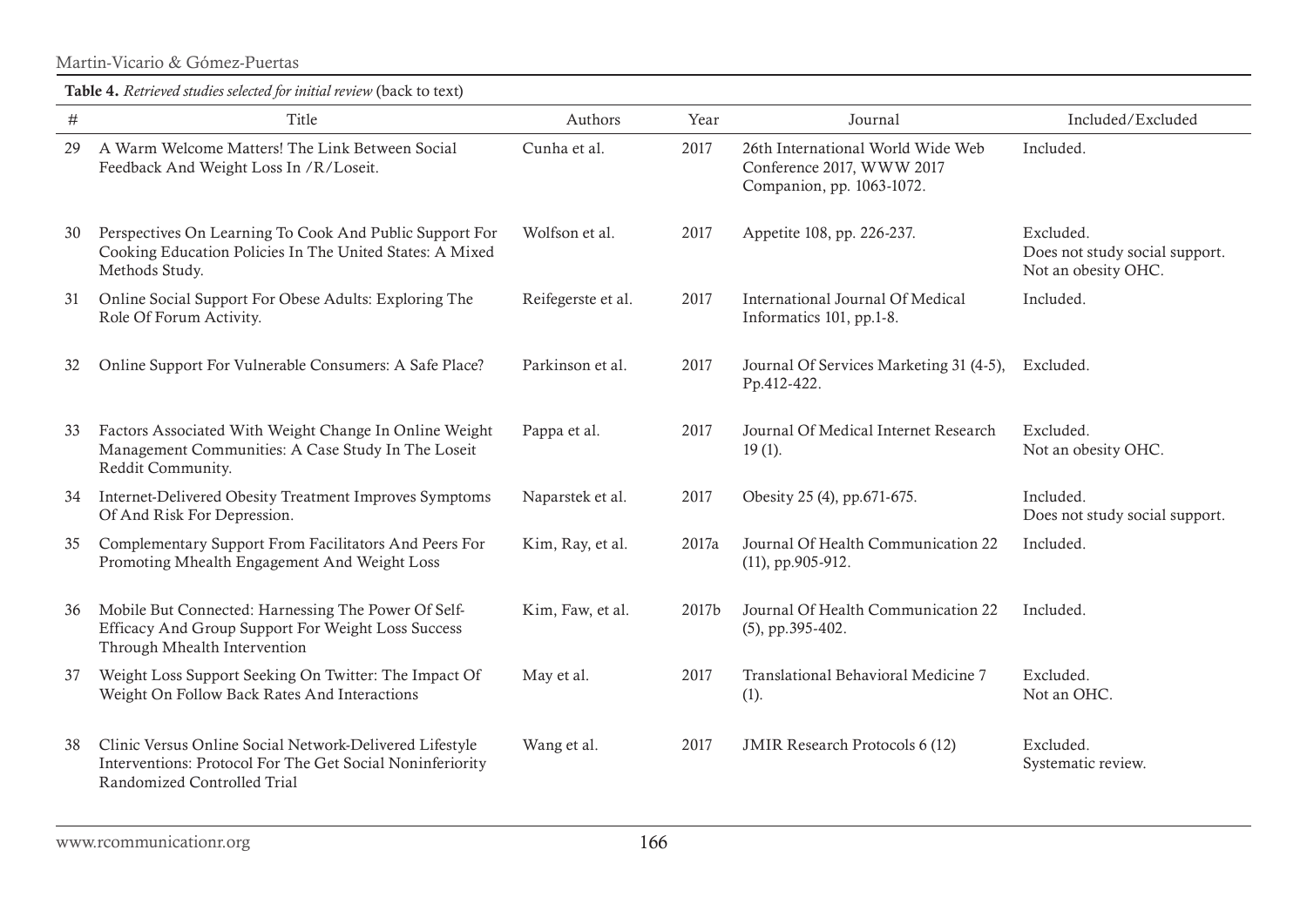**Table 4.** *Retrieved studies selected for initial review* (back to text)

| # | Title | Authors | Year | Journal | Included/Excluded |
|---|---|---|---|---|---|
| 29 | A Warm Welcome Matters! The Link Between Social Feedback And Weight Loss In /R/Loseit. | Cunha et al. | 2017 | 26th International World Wide Web Conference 2017, WWW 2017 Companion, pp. 1063-1072. | Included. |
| 30 | Perspectives On Learning To Cook And Public Support For Cooking Education Policies In The United States: A Mixed Methods Study. | Wolfson et al. | 2017 | Appetite 108, pp. 226-237. | Excluded. Does not study social support. Not an obesity OHC. |
| 31 | Online Social Support For Obese Adults: Exploring The Role Of Forum Activity. | Reifegerste et al. | 2017 | International Journal Of Medical Informatics 101, pp.1-8. | Included. |
| 32 | Online Support For Vulnerable Consumers: A Safe Place? | Parkinson et al. | 2017 | Journal Of Services Marketing 31 (4-5), Pp.412-422. | Excluded. |
| 33 | Factors Associated With Weight Change In Online Weight Management Communities: A Case Study In The Loseit Reddit Community. | Pappa et al. | 2017 | Journal Of Medical Internet Research 19 (1). | Excluded. Not an obesity OHC. |
| 34 | Internet-Delivered Obesity Treatment Improves Symptoms Of And Risk For Depression. | Naparstek et al. | 2017 | Obesity 25 (4), pp.671-675. | Included. Does not study social support. |
| 35 | Complementary Support From Facilitators And Peers For Promoting Mhealth Engagement And Weight Loss | Kim, Ray, et al. | 2017a | Journal Of Health Communication 22 (11), pp.905-912. | Included. |
| 36 | Mobile But Connected: Harnessing The Power Of Self-Efficacy And Group Support For Weight Loss Success Through Mhealth Intervention | Kim, Faw, et al. | 2017b | Journal Of Health Communication 22 (5), pp.395-402. | Included. |
| 37 | Weight Loss Support Seeking On Twitter: The Impact Of Weight On Follow Back Rates And Interactions | May et al. | 2017 | Translational Behavioral Medicine 7 (1). | Excluded. Not an OHC. |
| 38 | Clinic Versus Online Social Network-Delivered Lifestyle Interventions: Protocol For The Get Social Noninferiority Randomized Controlled Trial | Wang et al. | 2017 | JMIR Research Protocols 6 (12) | Excluded. Systematic review. |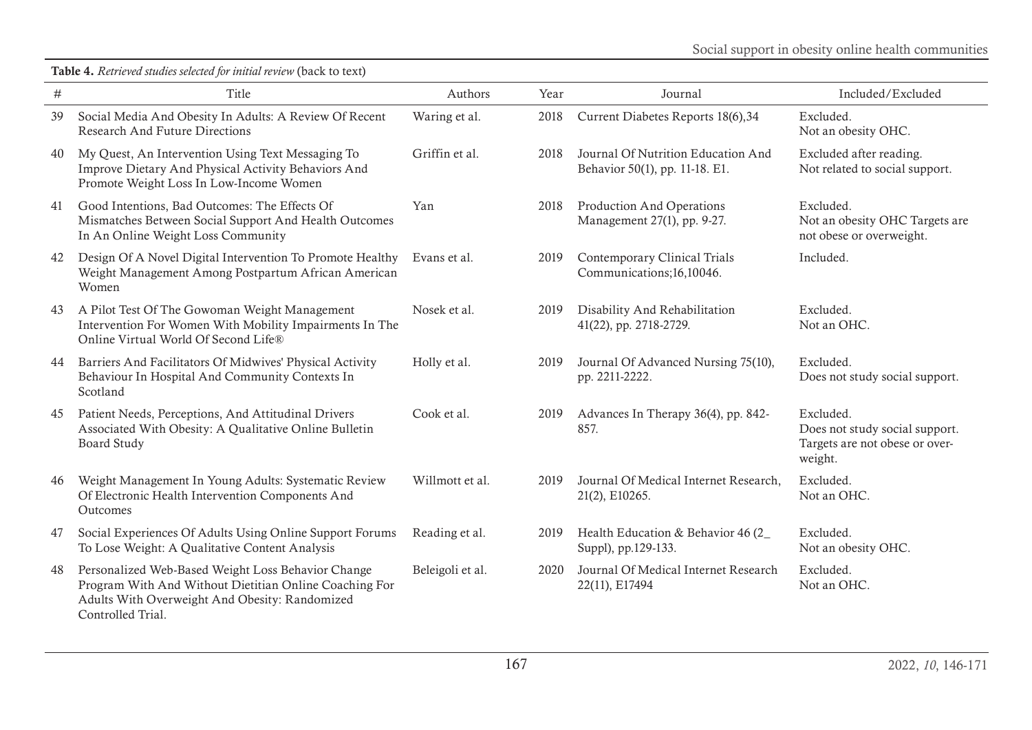**Table 4.** *Retrieved studies selected for initial review* (back to text)

| # | Title | Authors | Year | Journal | Included/Excluded |
|---|---|---|---|---|---|
| 39 | Social Media And Obesity In Adults: A Review Of Recent Research And Future Directions | Waring et al. | 2018 | Current Diabetes Reports 18(6),34 | Excluded. Not an obesity OHC. |
| 40 | My Quest, An Intervention Using Text Messaging To Improve Dietary And Physical Activity Behaviors And Promote Weight Loss In Low-Income Women | Griffin et al. | 2018 | Journal Of Nutrition Education And Behavior 50(1), pp. 11-18. E1. | Excluded after reading. Not related to social support. |
| 41 | Good Intentions, Bad Outcomes: The Effects Of Mismatches Between Social Support And Health Outcomes In An Online Weight Loss Community | Yan | 2018 | Production And Operations Management 27(1), pp. 9-27. | Excluded. Not an obesity OHC Targets are not obese or overweight. |
| 42 | Design Of A Novel Digital Intervention To Promote Healthy Weight Management Among Postpartum African American Women | Evans et al. | 2019 | Contemporary Clinical Trials Communications;16,10046. | Included. |
| 43 | A Pilot Test Of The Gowoman Weight Management Intervention For Women With Mobility Impairments In The Online Virtual World Of Second Life® | Nosek et al. | 2019 | Disability And Rehabilitation 41(22), pp. 2718-2729. | Excluded. Not an OHC. |
| 44 | Barriers And Facilitators Of Midwives' Physical Activity Behaviour In Hospital And Community Contexts In Scotland | Holly et al. | 2019 | Journal Of Advanced Nursing 75(10), pp. 2211-2222. | Excluded. Does not study social support. |
| 45 | Patient Needs, Perceptions, And Attitudinal Drivers Associated With Obesity: A Qualitative Online Bulletin Board Study | Cook et al. | 2019 | Advances In Therapy 36(4), pp. 842-857. | Excluded. Does not study social support. Targets are not obese or overweight. |
| 46 | Weight Management In Young Adults: Systematic Review Of Electronic Health Intervention Components And Outcomes | Willmott et al. | 2019 | Journal Of Medical Internet Research, 21(2), E10265. | Excluded. Not an OHC. |
| 47 | Social Experiences Of Adults Using Online Support Forums To Lose Weight: A Qualitative Content Analysis | Reading et al. | 2019 | Health Education & Behavior 46 (2_ Suppl), pp.129-133. | Excluded. Not an obesity OHC. |
| 48 | Personalized Web-Based Weight Loss Behavior Change Program With And Without Dietitian Online Coaching For Adults With Overweight And Obesity: Randomized Controlled Trial. | Beleigoli et al. | 2020 | Journal Of Medical Internet Research 22(11), E17494 | Excluded. Not an OHC. |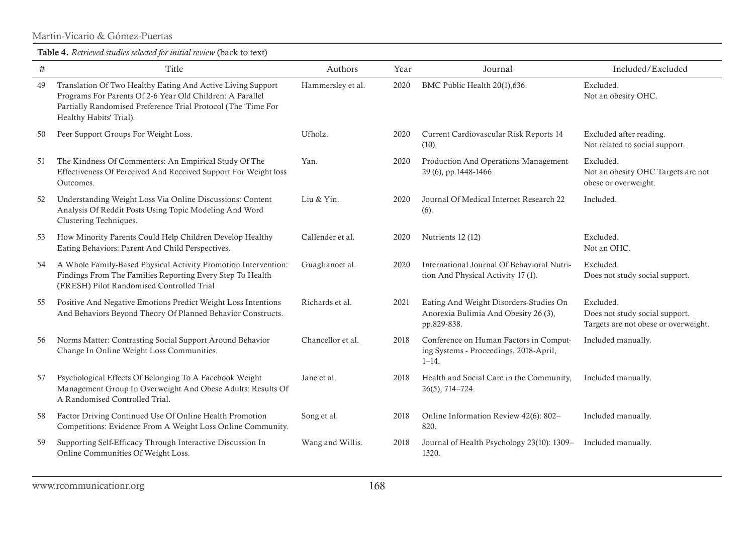**Table 4.** *Retrieved studies selected for initial review* (back to text)

| # | Title | Authors | Year | Journal | Included/Excluded |
|---|---|---|---|---|---|
| 49 | Translation Of Two Healthy Eating And Active Living Support Programs For Parents Of 2-6 Year Old Children: A Parallel Partially Randomised Preference Trial Protocol (The 'Time For Healthy Habits' Trial). | Hammersley et al. | 2020 | BMC Public Health 20(1),636. | Excluded. Not an obesity OHC. |
| 50 | Peer Support Groups For Weight Loss. | Ufholz. | 2020 | Current Cardiovascular Risk Reports 14 (10). | Excluded after reading. Not related to social support. |
| 51 | The Kindness Of Commenters: An Empirical Study Of The Effectiveness Of Perceived And Received Support For Weight loss Outcomes. | Yan. | 2020 | Production And Operations Management 29 (6), pp.1448-1466. | Excluded. Not an obesity OHC Targets are not obese or overweight. |
| 52 | Understanding Weight Loss Via Online Discussions: Content Analysis Of Reddit Posts Using Topic Modeling And Word Clustering Techniques. | Liu & Yin. | 2020 | Journal Of Medical Internet Research 22 (6). | Included. |
| 53 | How Minority Parents Could Help Children Develop Healthy Eating Behaviors: Parent And Child Perspectives. | Callender et al. | 2020 | Nutrients 12 (12) | Excluded. Not an OHC. |
| 54 | A Whole Family-Based Physical Activity Promotion Intervention: Findings From The Families Reporting Every Step To Health (FRESH) Pilot Randomised Controlled Trial | Guaglianoet al. | 2020 | International Journal Of Behavioral Nutrition And Physical Activity 17 (1). | Excluded. Does not study social support. |
| 55 | Positive And Negative Emotions Predict Weight Loss Intentions And Behaviors Beyond Theory Of Planned Behavior Constructs. | Richards et al. | 2021 | Eating And Weight Disorders-Studies On Anorexia Bulimia And Obesity 26 (3), pp.829-838. | Excluded. Does not study social support. Targets are not obese or overweight. |
| 56 | Norms Matter: Contrasting Social Support Around Behavior Change In Online Weight Loss Communities. | Chancellor et al. | 2018 | Conference on Human Factors in Computing Systems - Proceedings, 2018-April, 1–14. | Included manually. |
| 57 | Psychological Effects Of Belonging To A Facebook Weight Management Group In Overweight And Obese Adults: Results Of A Randomised Controlled Trial. | Jane et al. | 2018 | Health and Social Care in the Community, 26(5), 714–724. | Included manually. |
| 58 | Factor Driving Continued Use Of Online Health Promotion Competitions: Evidence From A Weight Loss Online Community. | Song et al. | 2018 | Online Information Review 42(6): 802–820. | Included manually. |
| 59 | Supporting Self-Efficacy Through Interactive Discussion In Online Communities Of Weight Loss. | Wang and Willis. | 2018 | Journal of Health Psychology 23(10): 1309–1320. | Included manually. |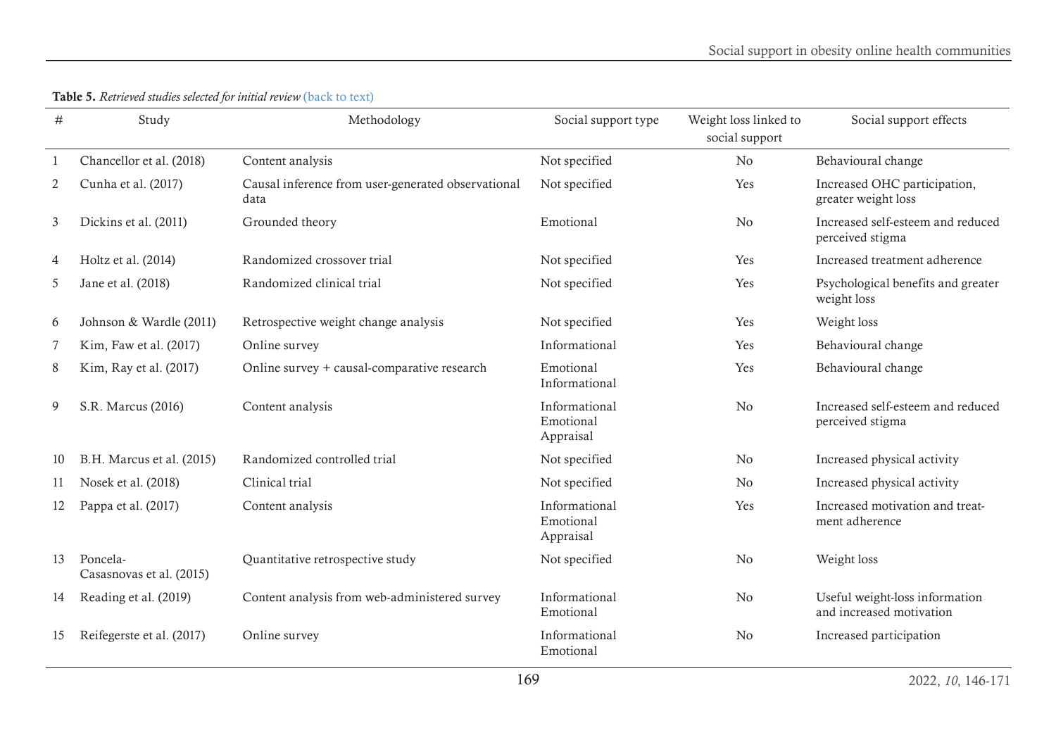**Table 5.** *Retrieved studies selected for initial review* (back to text)

| # | Study | Methodology | Social support type | Weight loss linked to social support | Social support effects |
|---|---|---|---|---|---|
| 1 | Chancellor et al. (2018) | Content analysis | Not specified | No | Behavioural change |
| 2 | Cunha et al. (2017) | Causal inference from user-generated observational data | Not specified | Yes | Increased OHC participation, greater weight loss |
| 3 | Dickins et al. (2011) | Grounded theory | Emotional | No | Increased self-esteem and reduced perceived stigma |
| 4 | Holtz et al. (2014) | Randomized crossover trial | Not specified | Yes | Increased treatment adherence |
| 5 | Jane et al. (2018) | Randomized clinical trial | Not specified | Yes | Psychological benefits and greater weight loss |
| 6 | Johnson & Wardle (2011) | Retrospective weight change analysis | Not specified | Yes | Weight loss |
| 7 | Kim, Faw et al. (2017) | Online survey | Informational | Yes | Behavioural change |
| 8 | Kim, Ray et al. (2017) | Online survey + causal-comparative research | Emotional<br>Informational | Yes | Behavioural change |
| 9 | S.R. Marcus (2016) | Content analysis | Informational<br>Emotional<br>Appraisal | No | Increased self-esteem and reduced perceived stigma |
| 10 | B.H. Marcus et al. (2015) | Randomized controlled trial | Not specified | No | Increased physical activity |
| 11 | Nosek et al. (2018) | Clinical trial | Not specified | No | Increased physical activity |
| 12 | Pappa et al. (2017) | Content analysis | Informational<br>Emotional<br>Appraisal | Yes | Increased motivation and treatment adherence |
| 13 | Poncela-Casasnovas et al. (2015) | Quantitative retrospective study | Not specified | No | Weight loss |
| 14 | Reading et al. (2019) | Content analysis from web-administered survey | Informational<br>Emotional | No | Useful weight-loss information and increased motivation |
| 15 | Reifegerste et al. (2017) | Online survey | Informational<br>Emotional | No | Increased participation |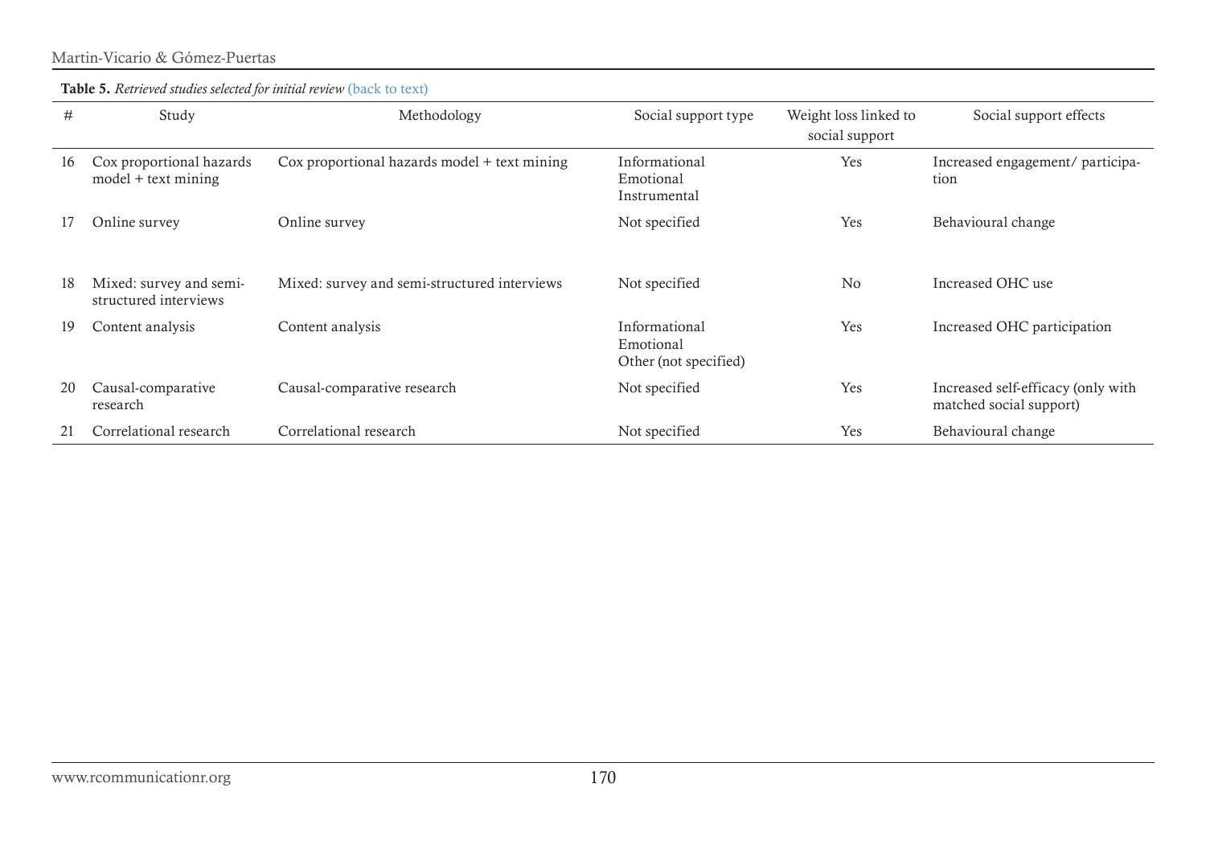**Table 5.** *Retrieved studies selected for initial review* (back to text)

| # | Study | Methodology | Social support type | Weight loss linked to social support | Social support effects |
|---|---|---|---|---|---|
| 16 | Cox proportional hazards model + text mining | Cox proportional hazards model + text mining | Informational<br>Emotional<br>Instrumental | Yes | Increased engagement/ participation |
| 17 | Online survey | Online survey | Not specified | Yes | Behavioural change |
| 18 | Mixed: survey and semi-structured interviews | Mixed: survey and semi-structured interviews | Not specified | No | Increased OHC use |
| 19 | Content analysis | Content analysis | Informational<br>Emotional<br>Other (not specified) | Yes | Increased OHC participation |
| 20 | Causal-comparative research | Causal-comparative research | Not specified | Yes | Increased self-efficacy (only with matched social support) |
| 21 | Correlational research | Correlational research | Not specified | Yes | Behavioural change |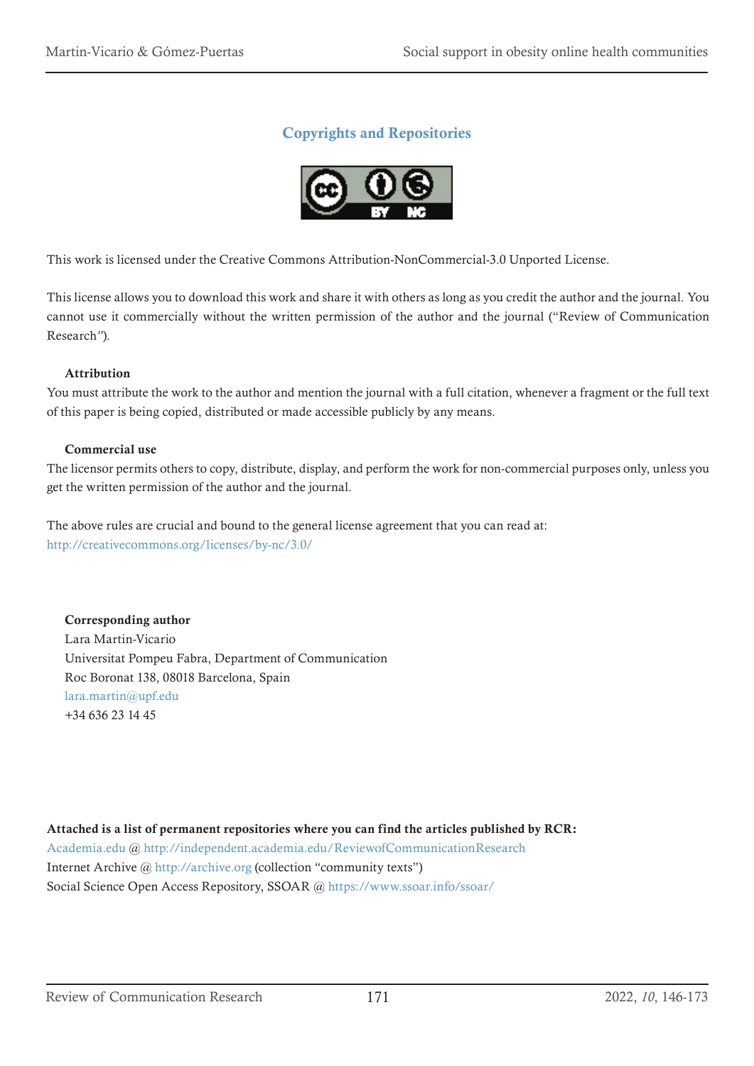## Copyrights and Repositories

This work is licensed under the Creative Commons Attribution-NonCommercial-3.0 Unported License.

This license allows you to download this work and share it with others as long as you credit the author and the journal. You cannot use it commercially without the written permission of the author and the journal ("Review of Communication Research").

**Attribution**
You must attribute the work to the author and mention the journal with a full citation, whenever a fragment or the full text of this paper is being copied, distributed or made accessible publicly by any means.

**Commercial use**
The licensor permits others to copy, distribute, display, and perform the work for non-commercial purposes only, unless you get the written permission of the author and the journal.

The above rules are crucial and bound to the general license agreement that you can read at:
http://creativecommons.org/licenses/by-nc/3.0/

**Corresponding author**
Lara Martin-Vicario
Universitat Pompeu Fabra, Department of Communication
Roc Boronat 138, 08018 Barcelona, Spain
lara.martin@upf.edu
+34 636 23 14 45

**Attached is a list of permanent repositories where you can find the articles published by RCR:**
Academia.edu @ http://independent.academia.edu/ReviewofCommunicationResearch
Internet Archive @ http://archive.org (collection "community texts")
Social Science Open Access Repository, SSOAR @ https://www.ssoar.info/ssoar/